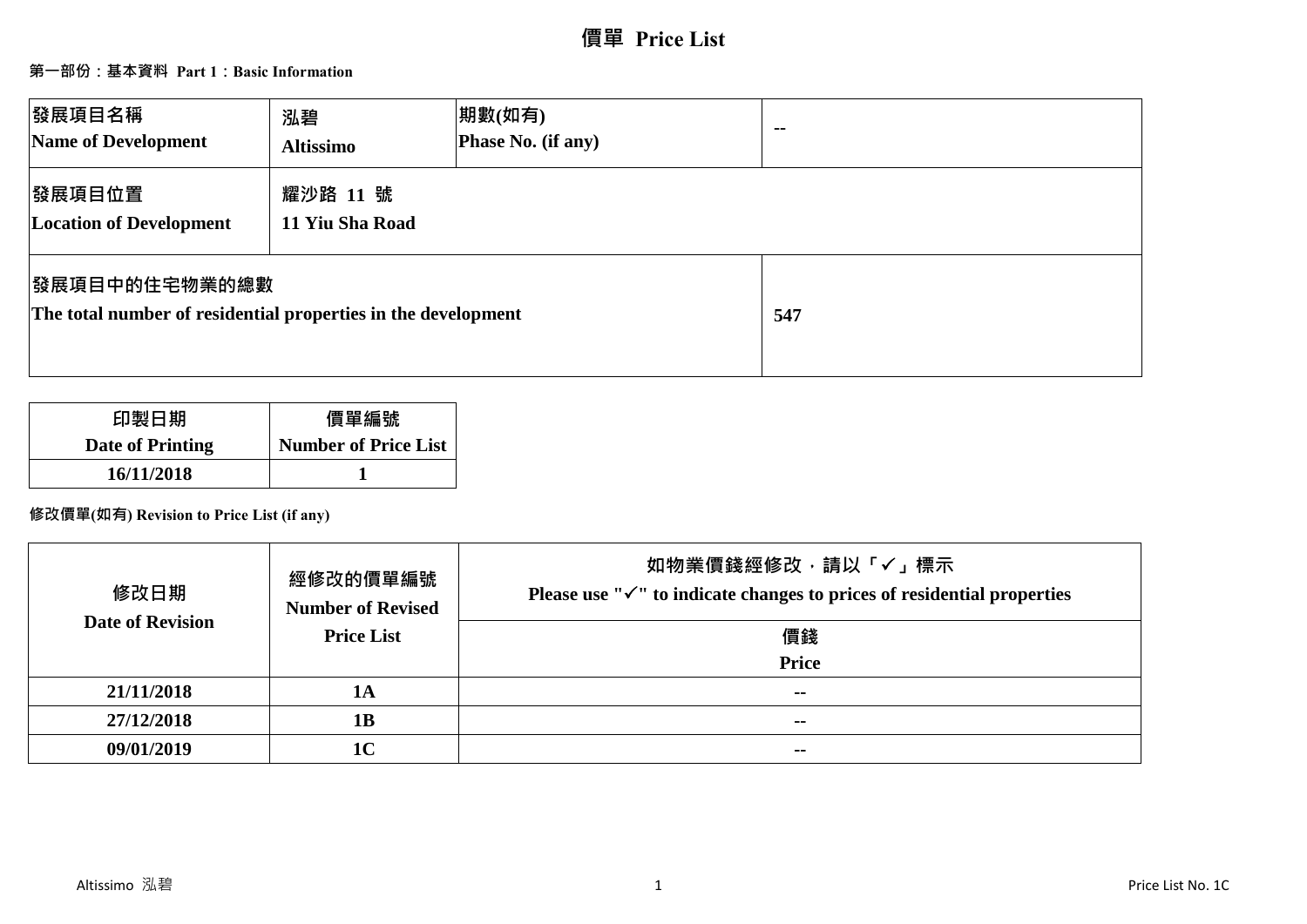# 價單 Price List

**第一部份：基本資料 Part 1：Basic Information**

| 發展項目名稱<br>Name of Development | 泓碧<br>Altissimo | 期數(如有)<br>Phase No. (if any) | -- |
|---|---|---|---|
| 發展項目位置<br>Location of Development | 耀沙路 11 號<br>11 Yiu Sha Road | | |
| 發展項目中的住宅物業的總數<br>The total number of residential properties in the development | | | 547 |

| 印製日期<br>Date of Printing | 價單編號<br>Number of Price List |
|---|---|
| 16/11/2018 | 1 |

**修改價單(如有) Revision to Price List (if any)**

| 修改日期<br>Date of Revision | 經修改的價單編號<br>Number of Revised Price List | 如物業價錢經修改，請以「✓」標示<br>Please use "✓" to indicate changes to prices of residential properties |
|---|---|---|
| | | 價錢<br>Price |
| 21/11/2018 | 1A | -- |
| 27/12/2018 | 1B | -- |
| 09/01/2019 | 1C | -- |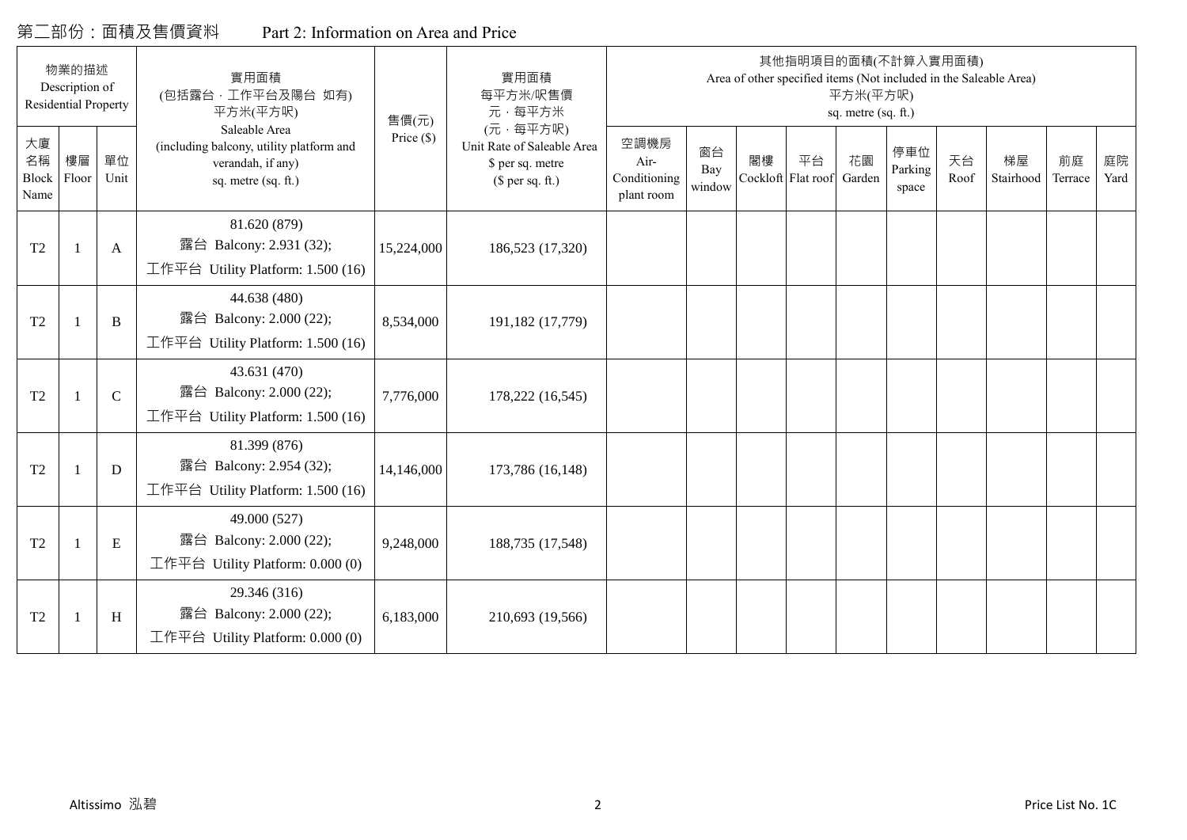## 第二部份：面積及售價資料　　Part 2: Information on Area and Price

| 物業的描述 Description of Residential Property | | | 實用面積 (包括露台，工作平台及陽台 如有) 平方米(平方呎) Saleable Area (including balcony, utility platform and verandah, if any) sq. metre (sq. ft.) | 售價(元) Price ($) | 實用面積 每平方米/呎售價 元，每平方米 (元，每平方呎) Unit Rate of Saleable Area $ per sq. metre ($ per sq. ft.) | 其他指明項目的面積(不計算入實用面積) Area of other specified items (Not included in the Saleable Area) 平方米(平方呎) sq. metre (sq. ft.) | | | | | | | | | |
|---|---|---|---|---|---|---|---|---|---|---|---|---|---|---|---|
| 大廈名稱 Block Name | 樓層 Floor | 單位 Unit | | | | 空調機房 Air-Conditioning plant room | 窗台 Bay window | 閣樓 Cockloft | 平台 Flat roof | 花園 Garden | 停車位 Parking space | 天台 Roof | 梯屋 Stairhood | 前庭 Terrace | 庭院 Yard |
| T2 | 1 | A | 81.620 (879) 露台 Balcony: 2.931 (32); 工作平台 Utility Platform: 1.500 (16) | 15,224,000 | 186,523 (17,320) | | | | | | | | | | |
| T2 | 1 | B | 44.638 (480) 露台 Balcony: 2.000 (22); 工作平台 Utility Platform: 1.500 (16) | 8,534,000 | 191,182 (17,779) | | | | | | | | | | |
| T2 | 1 | C | 43.631 (470) 露台 Balcony: 2.000 (22); 工作平台 Utility Platform: 1.500 (16) | 7,776,000 | 178,222 (16,545) | | | | | | | | | | |
| T2 | 1 | D | 81.399 (876) 露台 Balcony: 2.954 (32); 工作平台 Utility Platform: 1.500 (16) | 14,146,000 | 173,786 (16,148) | | | | | | | | | | |
| T2 | 1 | E | 49.000 (527) 露台 Balcony: 2.000 (22); 工作平台 Utility Platform: 0.000 (0) | 9,248,000 | 188,735 (17,548) | | | | | | | | | | |
| T2 | 1 | H | 29.346 (316) 露台 Balcony: 2.000 (22); 工作平台 Utility Platform: 0.000 (0) | 6,183,000 | 210,693 (19,566) | | | | | | | | | | |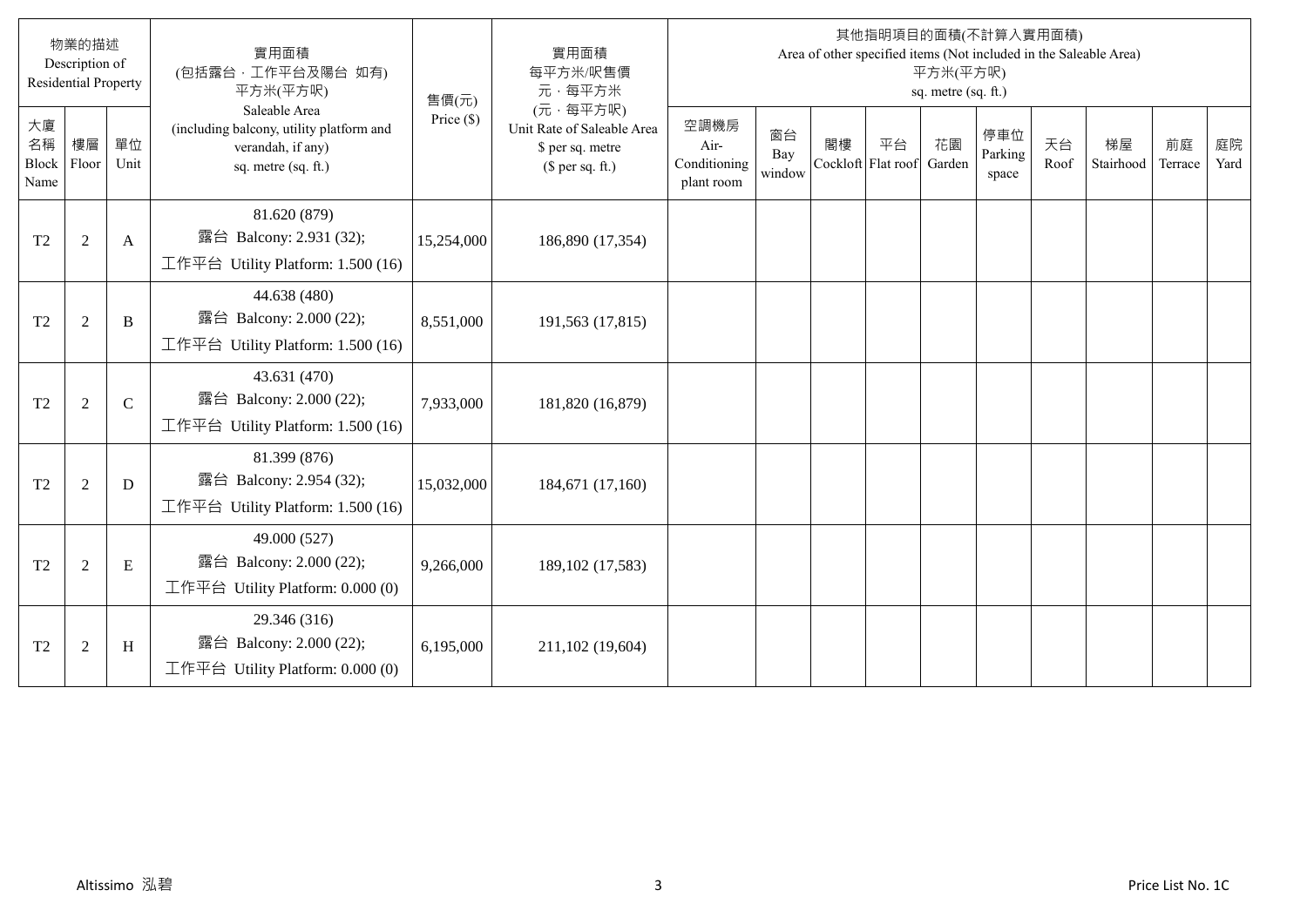| 物業的描述 Description of Residential Property | | | 實用面積 (包括露台，工作平台及陽台 如有) 平方米(平方呎) Saleable Area (including balcony, utility platform and verandah, if any) sq. metre (sq. ft.) | 售價(元) Price ($) | 實用面積 每平方米/呎售價 元，每平方米 (元，每平方呎) Unit Rate of Saleable Area $ per sq. metre ($ per sq. ft.) | 其他指明項目的面積(不計算入實用面積) Area of other specified items (Not included in the Saleable Area) 平方米(平方呎) sq. metre (sq. ft.) | | | | | | | | | |
|---|---|---|---|---|---|---|---|---|---|---|---|---|---|---|---|
| 大廈名稱 Block Name | 樓層 Floor | 單位 Unit | | | | 空調機房 Air-Conditioning plant room | 窗台 Bay window | 閣樓 Cockloft | 平台 Flat roof | 花園 Garden | 停車位 Parking space | 天台 Roof | 梯屋 Stairhood | 前庭 Terrace | 庭院 Yard |
| T2 | 2 | A | 81.620 (879) 露台 Balcony: 2.931 (32); 工作平台 Utility Platform: 1.500 (16) | 15,254,000 | 186,890 (17,354) | | | | | | | | | | |
| T2 | 2 | B | 44.638 (480) 露台 Balcony: 2.000 (22); 工作平台 Utility Platform: 1.500 (16) | 8,551,000 | 191,563 (17,815) | | | | | | | | | | |
| T2 | 2 | C | 43.631 (470) 露台 Balcony: 2.000 (22); 工作平台 Utility Platform: 1.500 (16) | 7,933,000 | 181,820 (16,879) | | | | | | | | | | |
| T2 | 2 | D | 81.399 (876) 露台 Balcony: 2.954 (32); 工作平台 Utility Platform: 1.500 (16) | 15,032,000 | 184,671 (17,160) | | | | | | | | | | |
| T2 | 2 | E | 49.000 (527) 露台 Balcony: 2.000 (22); 工作平台 Utility Platform: 0.000 (0) | 9,266,000 | 189,102 (17,583) | | | | | | | | | | |
| T2 | 2 | H | 29.346 (316) 露台 Balcony: 2.000 (22); 工作平台 Utility Platform: 0.000 (0) | 6,195,000 | 211,102 (19,604) | | | | | | | | | | |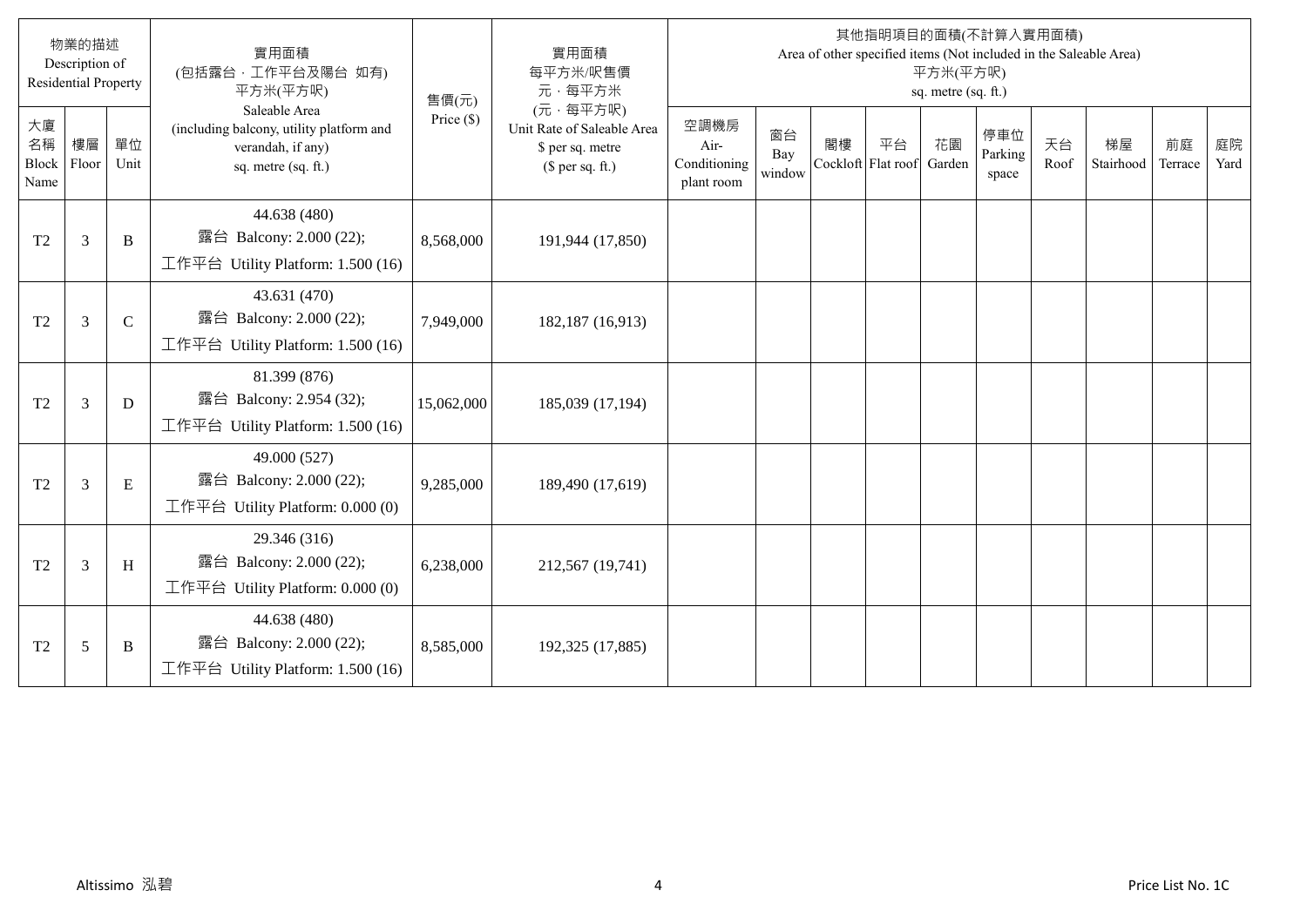| 物業的描述 Description of Residential Property | | | 實用面積 (包括露台，工作平台及陽台 如有) 平方米(平方呎) Saleable Area (including balcony, utility platform and verandah, if any) sq. metre (sq. ft.) | 售價(元) Price ($) | 實用面積 每平方米/呎售價 元，每平方米 (元，每平方呎) Unit Rate of Saleable Area $ per sq. metre ($ per sq. ft.) | 其他指明項目的面積(不計算入實用面積) Area of other specified items (Not included in the Saleable Area) 平方米(平方呎) sq. metre (sq. ft.) | | | | | | | | | |
|---|---|---|---|---|---|---|---|---|---|---|---|---|---|---|---|
| 大廈名稱 Block Name | 樓層 Floor | 單位 Unit | | | | 空調機房 Air-Conditioning plant room | 窗台 Bay window | 閣樓 Cockloft | 平台 Flat roof | 花園 Garden | 停車位 Parking space | 天台 Roof | 梯屋 Stairhood | 前庭 Terrace | 庭院 Yard |
| T2 | 3 | B | 44.638 (480) 露台 Balcony: 2.000 (22); 工作平台 Utility Platform: 1.500 (16) | 8,568,000 | 191,944 (17,850) | | | | | | | | | | |
| T2 | 3 | C | 43.631 (470) 露台 Balcony: 2.000 (22); 工作平台 Utility Platform: 1.500 (16) | 7,949,000 | 182,187 (16,913) | | | | | | | | | | |
| T2 | 3 | D | 81.399 (876) 露台 Balcony: 2.954 (32); 工作平台 Utility Platform: 1.500 (16) | 15,062,000 | 185,039 (17,194) | | | | | | | | | | |
| T2 | 3 | E | 49.000 (527) 露台 Balcony: 2.000 (22); 工作平台 Utility Platform: 0.000 (0) | 9,285,000 | 189,490 (17,619) | | | | | | | | | | |
| T2 | 3 | H | 29.346 (316) 露台 Balcony: 2.000 (22); 工作平台 Utility Platform: 0.000 (0) | 6,238,000 | 212,567 (19,741) | | | | | | | | | | |
| T2 | 5 | B | 44.638 (480) 露台 Balcony: 2.000 (22); 工作平台 Utility Platform: 1.500 (16) | 8,585,000 | 192,325 (17,885) | | | | | | | | | | |

Altissimo 泓碧 Price List No. 1C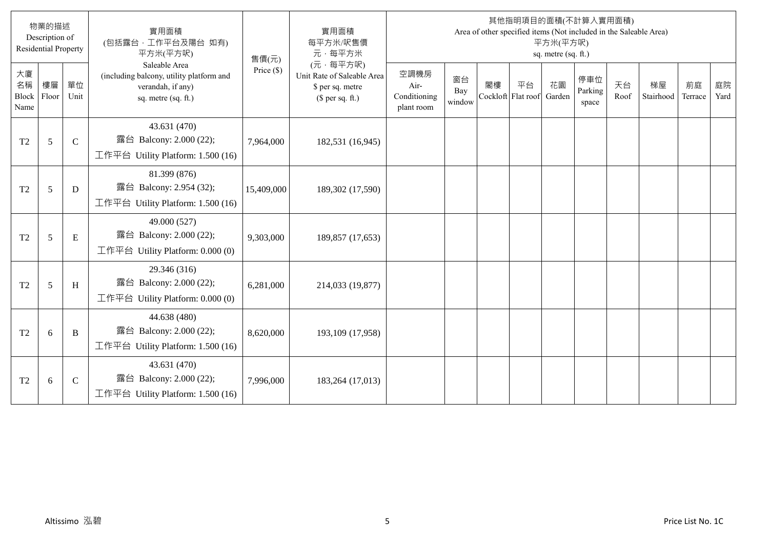| 物業的描述 Description of Residential Property | | | 實用面積 (包括露台，工作平台及陽台 如有) 平方米(平方呎) Saleable Area (including balcony, utility platform and verandah, if any) sq. metre (sq. ft.) | 售價(元) Price ($) | 實用面積 每平方米/呎售價 元，每平方米 (元，每平方呎) Unit Rate of Saleable Area $ per sq. metre ($ per sq. ft.) | 其他指明項目的面積(不計算入實用面積) Area of other specified items (Not included in the Saleable Area) 平方米(平方呎) sq. metre (sq. ft.) | | | | | | | | | |
|---|---|---|---|---|---|---|---|---|---|---|---|---|---|---|---|
| 大廈名稱 Block Name | 樓層 Floor | 單位 Unit | | | | 空調機房 Air-Conditioning plant room | 窗台 Bay window | 閣樓 Cockloft | 平台 Flat roof | 花園 Garden | 停車位 Parking space | 天台 Roof | 梯屋 Stairhood | 前庭 Terrace | 庭院 Yard |
| T2 | 5 | C | 43.631 (470) 露台 Balcony: 2.000 (22); 工作平台 Utility Platform: 1.500 (16) | 7,964,000 | 182,531 (16,945) | | | | | | | | | | |
| T2 | 5 | D | 81.399 (876) 露台 Balcony: 2.954 (32); 工作平台 Utility Platform: 1.500 (16) | 15,409,000 | 189,302 (17,590) | | | | | | | | | | |
| T2 | 5 | E | 49.000 (527) 露台 Balcony: 2.000 (22); 工作平台 Utility Platform: 0.000 (0) | 9,303,000 | 189,857 (17,653) | | | | | | | | | | |
| T2 | 5 | H | 29.346 (316) 露台 Balcony: 2.000 (22); 工作平台 Utility Platform: 0.000 (0) | 6,281,000 | 214,033 (19,877) | | | | | | | | | | |
| T2 | 6 | B | 44.638 (480) 露台 Balcony: 2.000 (22); 工作平台 Utility Platform: 1.500 (16) | 8,620,000 | 193,109 (17,958) | | | | | | | | | | |
| T2 | 6 | C | 43.631 (470) 露台 Balcony: 2.000 (22); 工作平台 Utility Platform: 1.500 (16) | 7,996,000 | 183,264 (17,013) | | | | | | | | | | |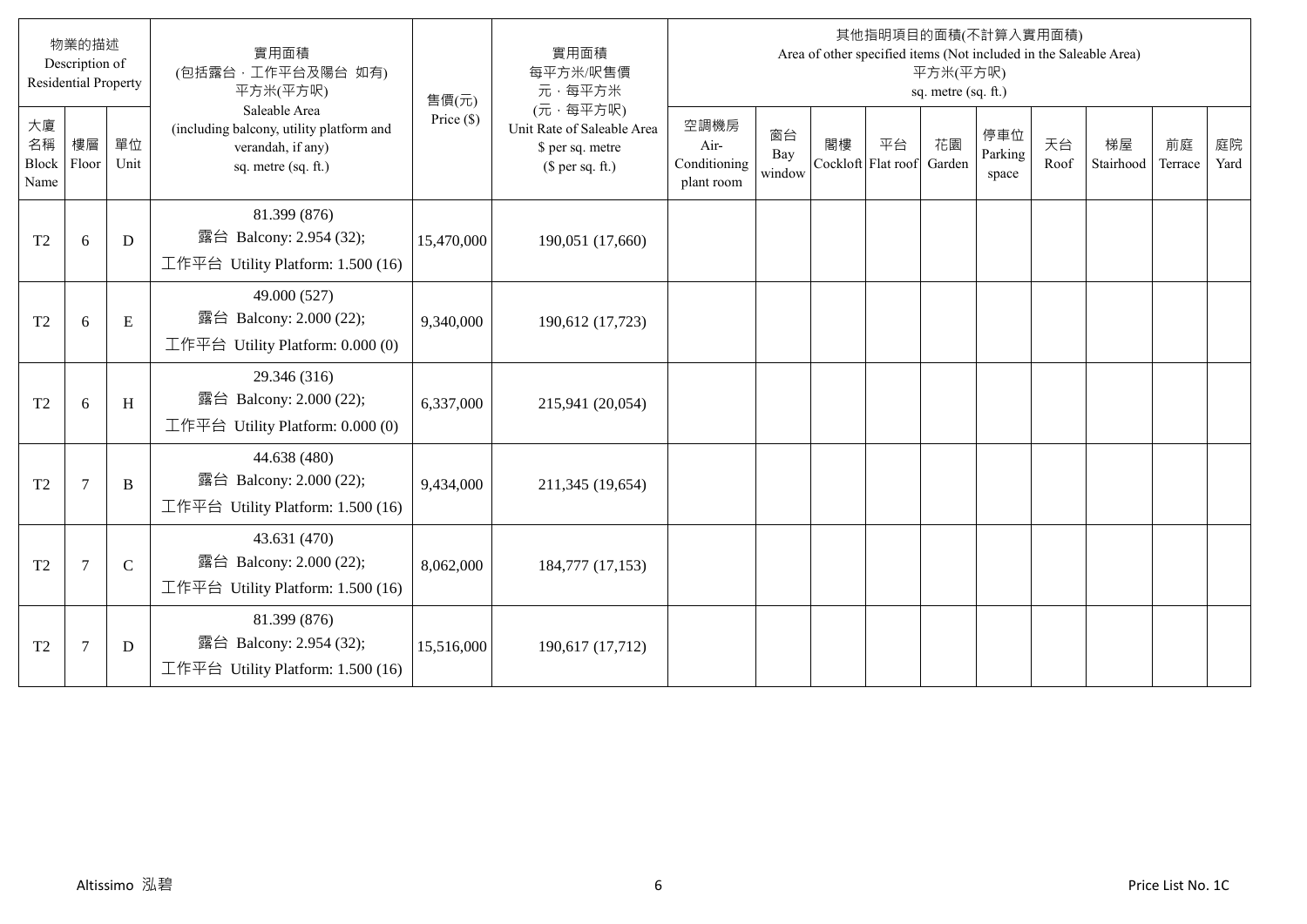| 物業的描述 Description of Residential Property | | | 實用面積 (包括露台，工作平台及陽台 如有) 平方米(平方呎) Saleable Area (including balcony, utility platform and verandah, if any) sq. metre (sq. ft.) | 售價(元) Price ($) | 實用面積 每平方米/呎售價 元，每平方米 (元，每平方呎) Unit Rate of Saleable Area $ per sq. metre ($ per sq. ft.) | 其他指明項目的面積(不計算入實用面積) Area of other specified items (Not included in the Saleable Area) 平方米(平方呎) sq. metre (sq. ft.) | | | | | | | | | |
|---|---|---|---|---|---|---|---|---|---|---|---|---|---|---|---|
| 大廈名稱 Block Name | 樓層 Floor | 單位 Unit | | | | 空調機房 Air-Conditioning plant room | 窗台 Bay window | 閣樓 Cockloft | 平台 Flat roof | 花園 Garden | 停車位 Parking space | 天台 Roof | 梯屋 Stairhood | 前庭 Terrace | 庭院 Yard |
| T2 | 6 | D | 81.399 (876) 露台 Balcony: 2.954 (32); 工作平台 Utility Platform: 1.500 (16) | 15,470,000 | 190,051 (17,660) | | | | | | | | | | |
| T2 | 6 | E | 49.000 (527) 露台 Balcony: 2.000 (22); 工作平台 Utility Platform: 0.000 (0) | 9,340,000 | 190,612 (17,723) | | | | | | | | | | |
| T2 | 6 | H | 29.346 (316) 露台 Balcony: 2.000 (22); 工作平台 Utility Platform: 0.000 (0) | 6,337,000 | 215,941 (20,054) | | | | | | | | | | |
| T2 | 7 | B | 44.638 (480) 露台 Balcony: 2.000 (22); 工作平台 Utility Platform: 1.500 (16) | 9,434,000 | 211,345 (19,654) | | | | | | | | | | |
| T2 | 7 | C | 43.631 (470) 露台 Balcony: 2.000 (22); 工作平台 Utility Platform: 1.500 (16) | 8,062,000 | 184,777 (17,153) | | | | | | | | | | |
| T2 | 7 | D | 81.399 (876) 露台 Balcony: 2.954 (32); 工作平台 Utility Platform: 1.500 (16) | 15,516,000 | 190,617 (17,712) | | | | | | | | | | |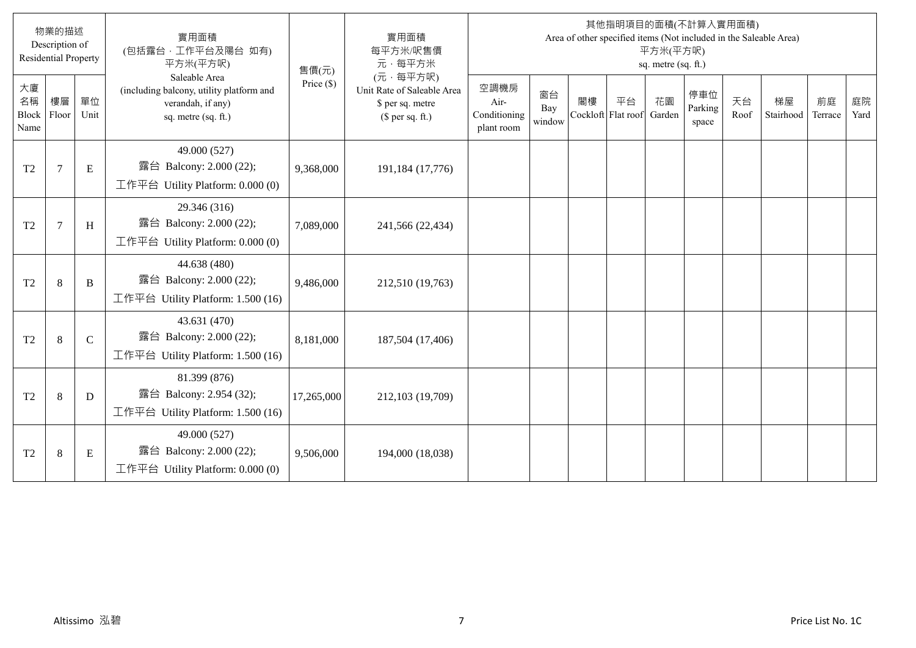| 物業的描述 Description of Residential Property | | | 實用面積 (包括露台，工作平台及陽台 如有) 平方米(平方呎) Saleable Area (including balcony, utility platform and verandah, if any) sq. metre (sq. ft.) | 售價(元) Price ($) | 實用面積 每平方米/呎售價 元，每平方米 (元，每平方呎) Unit Rate of Saleable Area $ per sq. metre ($ per sq. ft.) | 其他指明項目的面積(不計算入實用面積) Area of other specified items (Not included in the Saleable Area) 平方米(平方呎) sq. metre (sq. ft.) | | | | | | | | | |
|---|---|---|---|---|---|---|---|---|---|---|---|---|---|---|---|
| 大廈名稱 Block Name | 樓層 Floor | 單位 Unit | | | | 空調機房 Air-Conditioning plant room | 窗台 Bay window | 閣樓 Cockloft | 平台 Flat roof | 花園 Garden | 停車位 Parking space | 天台 Roof | 梯屋 Stairhood | 前庭 Terrace | 庭院 Yard |
| T2 | 7 | E | 49.000 (527) 露台 Balcony: 2.000 (22); 工作平台 Utility Platform: 0.000 (0) | 9,368,000 | 191,184 (17,776) | | | | | | | | | | |
| T2 | 7 | H | 29.346 (316) 露台 Balcony: 2.000 (22); 工作平台 Utility Platform: 0.000 (0) | 7,089,000 | 241,566 (22,434) | | | | | | | | | | |
| T2 | 8 | B | 44.638 (480) 露台 Balcony: 2.000 (22); 工作平台 Utility Platform: 1.500 (16) | 9,486,000 | 212,510 (19,763) | | | | | | | | | | |
| T2 | 8 | C | 43.631 (470) 露台 Balcony: 2.000 (22); 工作平台 Utility Platform: 1.500 (16) | 8,181,000 | 187,504 (17,406) | | | | | | | | | | |
| T2 | 8 | D | 81.399 (876) 露台 Balcony: 2.954 (32); 工作平台 Utility Platform: 1.500 (16) | 17,265,000 | 212,103 (19,709) | | | | | | | | | | |
| T2 | 8 | E | 49.000 (527) 露台 Balcony: 2.000 (22); 工作平台 Utility Platform: 0.000 (0) | 9,506,000 | 194,000 (18,038) | | | | | | | | | | |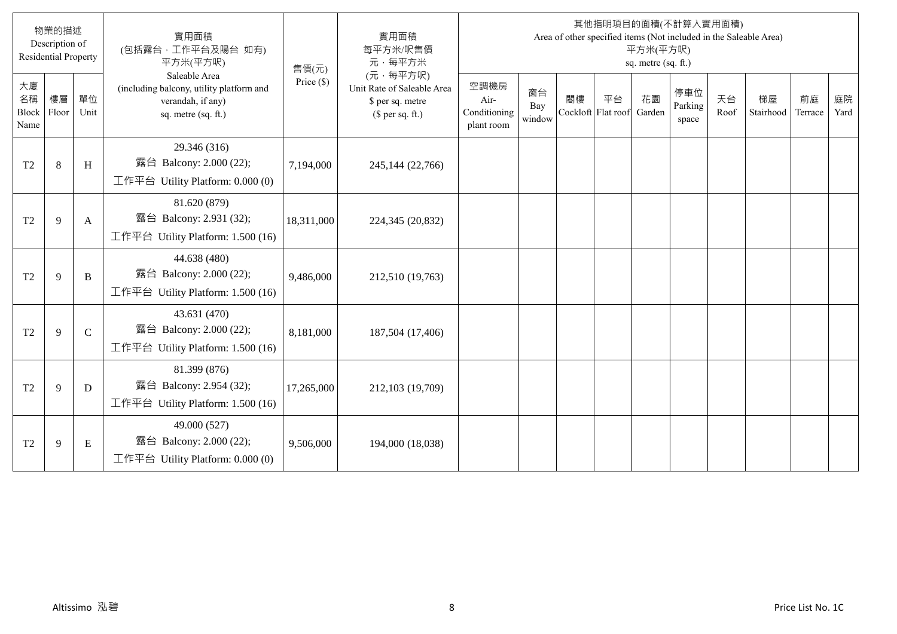| 物業的描述 Description of Residential Property | | | 實用面積 (包括露台，工作平台及陽台 如有) 平方米(平方呎) Saleable Area (including balcony, utility platform and verandah, if any) sq. metre (sq. ft.) | 售價(元) Price ($) | 實用面積 每平方米/呎售價 元，每平方米 (元，每平方呎) Unit Rate of Saleable Area $ per sq. metre ($ per sq. ft.) | 其他指明項目的面積(不計算入實用面積) Area of other specified items (Not included in the Saleable Area) 平方米(平方呎) sq. metre (sq. ft.) | | | | | | | | | |
|---|---|---|---|---|---|---|---|---|---|---|---|---|---|---|---|
| 大廈名稱 Block Name | 樓層 Floor | 單位 Unit | | | | 空調機房 Air-Conditioning plant room | 窗台 Bay window | 閣樓 Cockloft | 平台 Flat roof | 花園 Garden | 停車位 Parking space | 天台 Roof | 梯屋 Stairhood | 前庭 Terrace | 庭院 Yard |
| T2 | 8 | H | 29.346 (316) 露台 Balcony: 2.000 (22); 工作平台 Utility Platform: 0.000 (0) | 7,194,000 | 245,144 (22,766) | | | | | | | | | | |
| T2 | 9 | A | 81.620 (879) 露台 Balcony: 2.931 (32); 工作平台 Utility Platform: 1.500 (16) | 18,311,000 | 224,345 (20,832) | | | | | | | | | | |
| T2 | 9 | B | 44.638 (480) 露台 Balcony: 2.000 (22); 工作平台 Utility Platform: 1.500 (16) | 9,486,000 | 212,510 (19,763) | | | | | | | | | | |
| T2 | 9 | C | 43.631 (470) 露台 Balcony: 2.000 (22); 工作平台 Utility Platform: 1.500 (16) | 8,181,000 | 187,504 (17,406) | | | | | | | | | | |
| T2 | 9 | D | 81.399 (876) 露台 Balcony: 2.954 (32); 工作平台 Utility Platform: 1.500 (16) | 17,265,000 | 212,103 (19,709) | | | | | | | | | | |
| T2 | 9 | E | 49.000 (527) 露台 Balcony: 2.000 (22); 工作平台 Utility Platform: 0.000 (0) | 9,506,000 | 194,000 (18,038) | | | | | | | | | | |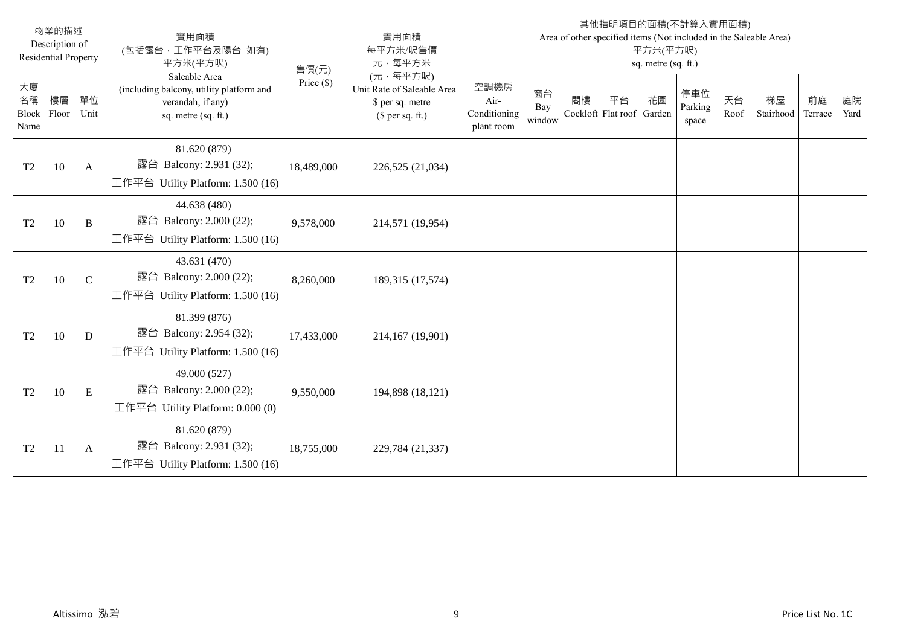| 物業的描述 Description of Residential Property | | | 實用面積 (包括露台，工作平台及陽台 如有) 平方米(平方呎) Saleable Area (including balcony, utility platform and verandah, if any) sq. metre (sq. ft.) | 售價(元) Price ($) | 實用面積 每平方米/呎售價 元，每平方米 (元，每平方呎) Unit Rate of Saleable Area $ per sq. metre ($ per sq. ft.) | 其他指明項目的面積(不計算入實用面積) Area of other specified items (Not included in the Saleable Area) 平方米(平方呎) sq. metre (sq. ft.) | | | | | | | | | |
|---|---|---|---|---|---|---|---|---|---|---|---|---|---|---|---|
| 大廈名稱 Block Name | 樓層 Floor | 單位 Unit | | | | 空調機房 Air-Conditioning plant room | 窗台 Bay window | 閣樓 Cockloft | 平台 Flat roof | 花園 Garden | 停車位 Parking space | 天台 Roof | 梯屋 Stairhood | 前庭 Terrace | 庭院 Yard |
| T2 | 10 | A | 81.620 (879) 露台 Balcony: 2.931 (32); 工作平台 Utility Platform: 1.500 (16) | 18,489,000 | 226,525 (21,034) | | | | | | | | | | |
| T2 | 10 | B | 44.638 (480) 露台 Balcony: 2.000 (22); 工作平台 Utility Platform: 1.500 (16) | 9,578,000 | 214,571 (19,954) | | | | | | | | | | |
| T2 | 10 | C | 43.631 (470) 露台 Balcony: 2.000 (22); 工作平台 Utility Platform: 1.500 (16) | 8,260,000 | 189,315 (17,574) | | | | | | | | | | |
| T2 | 10 | D | 81.399 (876) 露台 Balcony: 2.954 (32); 工作平台 Utility Platform: 1.500 (16) | 17,433,000 | 214,167 (19,901) | | | | | | | | | | |
| T2 | 10 | E | 49.000 (527) 露台 Balcony: 2.000 (22); 工作平台 Utility Platform: 0.000 (0) | 9,550,000 | 194,898 (18,121) | | | | | | | | | | |
| T2 | 11 | A | 81.620 (879) 露台 Balcony: 2.931 (32); 工作平台 Utility Platform: 1.500 (16) | 18,755,000 | 229,784 (21,337) | | | | | | | | | | |

Altissimo 泓碧 Price List No. 1C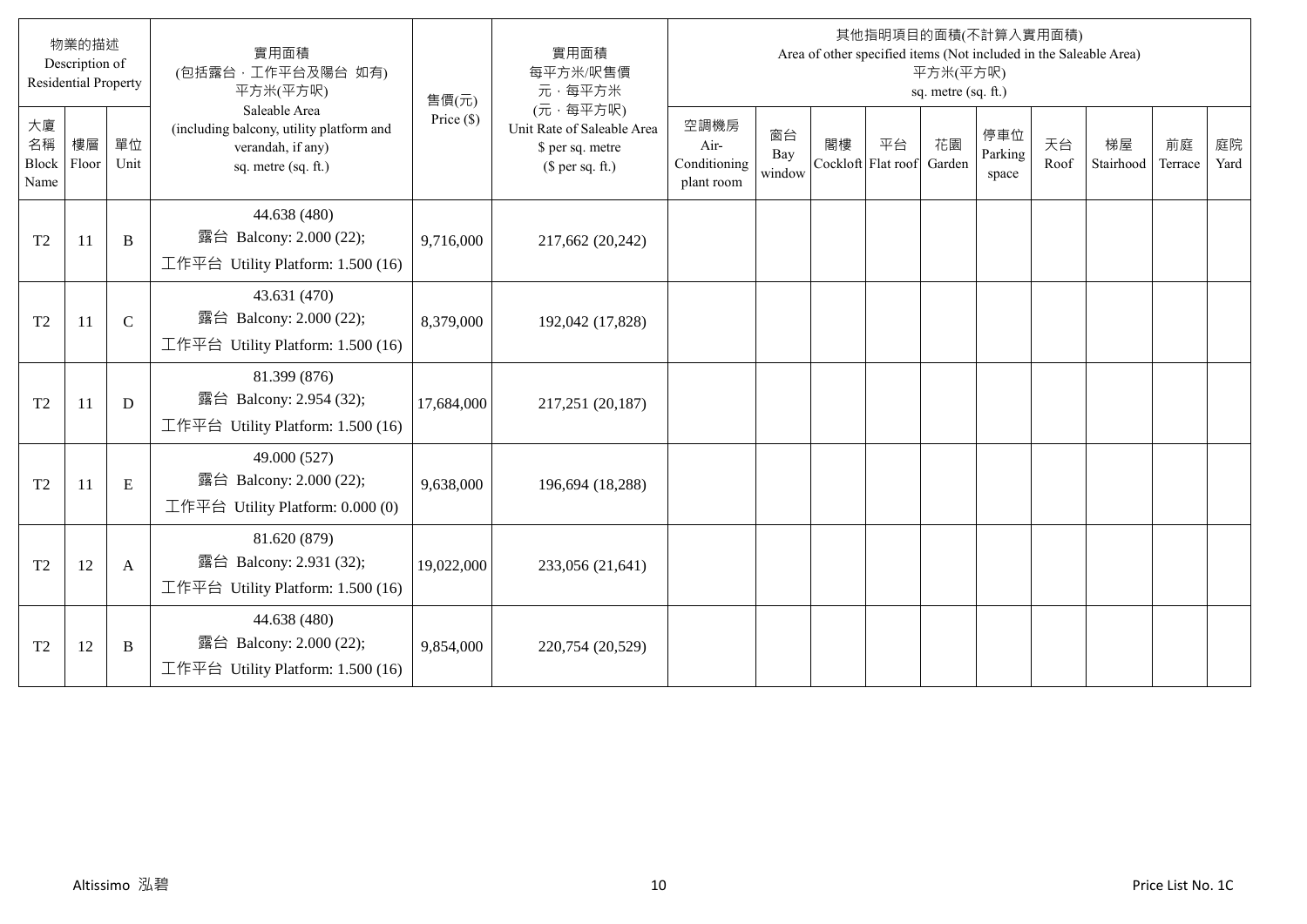| 物業的描述 Description of Residential Property | | | 實用面積 (包括露台，工作平台及陽台 如有) 平方米(平方呎) Saleable Area (including balcony, utility platform and verandah, if any) sq. metre (sq. ft.) | 售價(元) Price ($) | 實用面積 每平方米/呎售價 元，每平方米 (元，每平方呎) Unit Rate of Saleable Area $ per sq. metre ($ per sq. ft.) | 其他指明項目的面積(不計算入實用面積) Area of other specified items (Not included in the Saleable Area) 平方米(平方呎) sq. metre (sq. ft.) | | | | | | | | | |
|---|---|---|---|---|---|---|---|---|---|---|---|---|---|---|---|
| 大廈名稱 Block Name | 樓層 Floor | 單位 Unit | | | | 空調機房 Air-Conditioning plant room | 窗台 Bay window | 閣樓 Cockloft | 平台 Flat roof | 花園 Garden | 停車位 Parking space | 天台 Roof | 梯屋 Stairhood | 前庭 Terrace | 庭院 Yard |
| T2 | 11 | B | 44.638 (480) 露台 Balcony: 2.000 (22); 工作平台 Utility Platform: 1.500 (16) | 9,716,000 | 217,662 (20,242) | | | | | | | | | | |
| T2 | 11 | C | 43.631 (470) 露台 Balcony: 2.000 (22); 工作平台 Utility Platform: 1.500 (16) | 8,379,000 | 192,042 (17,828) | | | | | | | | | | |
| T2 | 11 | D | 81.399 (876) 露台 Balcony: 2.954 (32); 工作平台 Utility Platform: 1.500 (16) | 17,684,000 | 217,251 (20,187) | | | | | | | | | | |
| T2 | 11 | E | 49.000 (527) 露台 Balcony: 2.000 (22); 工作平台 Utility Platform: 0.000 (0) | 9,638,000 | 196,694 (18,288) | | | | | | | | | | |
| T2 | 12 | A | 81.620 (879) 露台 Balcony: 2.931 (32); 工作平台 Utility Platform: 1.500 (16) | 19,022,000 | 233,056 (21,641) | | | | | | | | | | |
| T2 | 12 | B | 44.638 (480) 露台 Balcony: 2.000 (22); 工作平台 Utility Platform: 1.500 (16) | 9,854,000 | 220,754 (20,529) | | | | | | | | | | |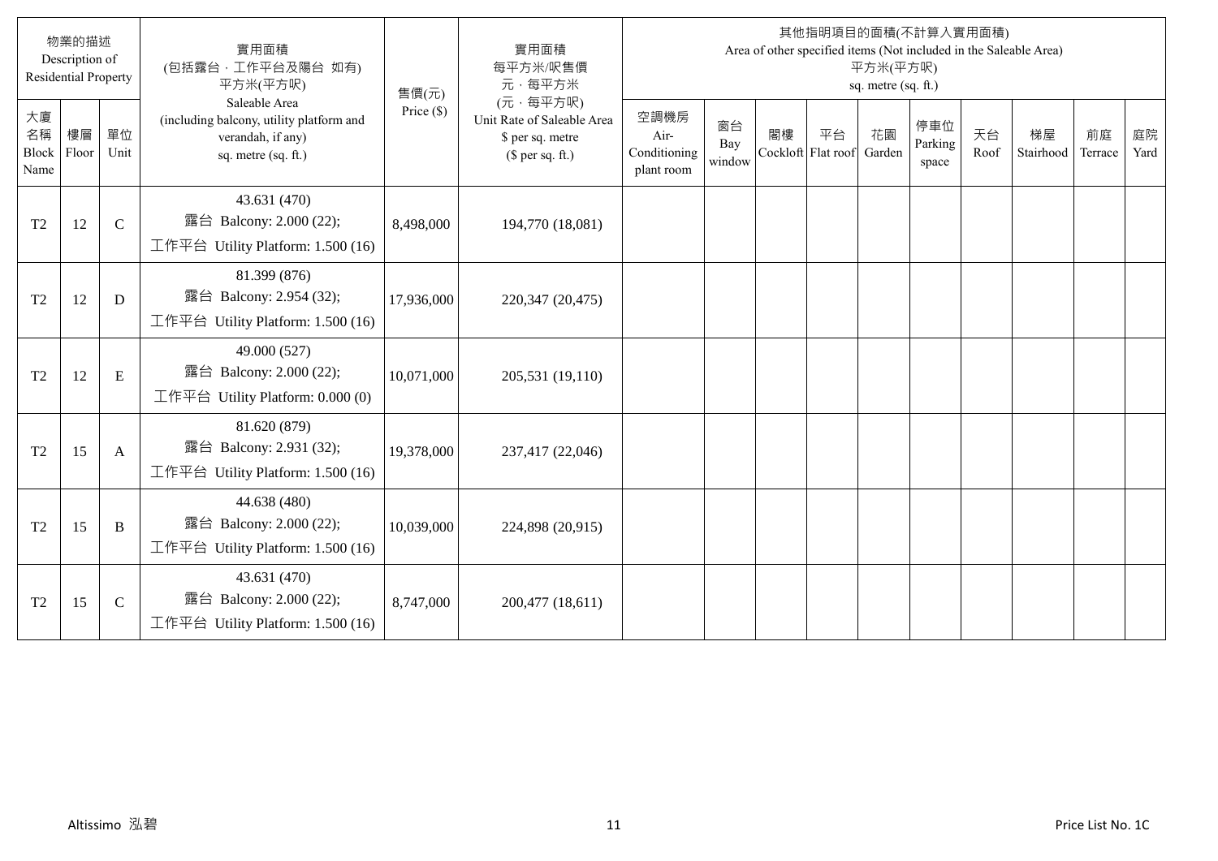| 物業的描述 Description of Residential Property | | | 實用面積 (包括露台，工作平台及陽台 如有) 平方米(平方呎) Saleable Area (including balcony, utility platform and verandah, if any) sq. metre (sq. ft.) | 售價(元) Price ($) | 實用面積 每平方米/呎售價 元，每平方米 (元，每平方呎) Unit Rate of Saleable Area $ per sq. metre ($ per sq. ft.) | 其他指明項目的面積(不計算入實用面積) Area of other specified items (Not included in the Saleable Area) 平方米(平方呎) sq. metre (sq. ft.) | | | | | | | | | |
|---|---|---|---|---|---|---|---|---|---|---|---|---|---|---|---|
| 大廈名稱 Block Name | 樓層 Floor | 單位 Unit | | | | 空調機房 Air-Conditioning plant room | 窗台 Bay window | 閣樓 Cockloft | 平台 Flat roof | 花園 Garden | 停車位 Parking space | 天台 Roof | 梯屋 Stairhood | 前庭 Terrace | 庭院 Yard |
| T2 | 12 | C | 43.631 (470) 露台 Balcony: 2.000 (22); 工作平台 Utility Platform: 1.500 (16) | 8,498,000 | 194,770 (18,081) | | | | | | | | | | |
| T2 | 12 | D | 81.399 (876) 露台 Balcony: 2.954 (32); 工作平台 Utility Platform: 1.500 (16) | 17,936,000 | 220,347 (20,475) | | | | | | | | | | |
| T2 | 12 | E | 49.000 (527) 露台 Balcony: 2.000 (22); 工作平台 Utility Platform: 0.000 (0) | 10,071,000 | 205,531 (19,110) | | | | | | | | | | |
| T2 | 15 | A | 81.620 (879) 露台 Balcony: 2.931 (32); 工作平台 Utility Platform: 1.500 (16) | 19,378,000 | 237,417 (22,046) | | | | | | | | | | |
| T2 | 15 | B | 44.638 (480) 露台 Balcony: 2.000 (22); 工作平台 Utility Platform: 1.500 (16) | 10,039,000 | 224,898 (20,915) | | | | | | | | | | |
| T2 | 15 | C | 43.631 (470) 露台 Balcony: 2.000 (22); 工作平台 Utility Platform: 1.500 (16) | 8,747,000 | 200,477 (18,611) | | | | | | | | | | |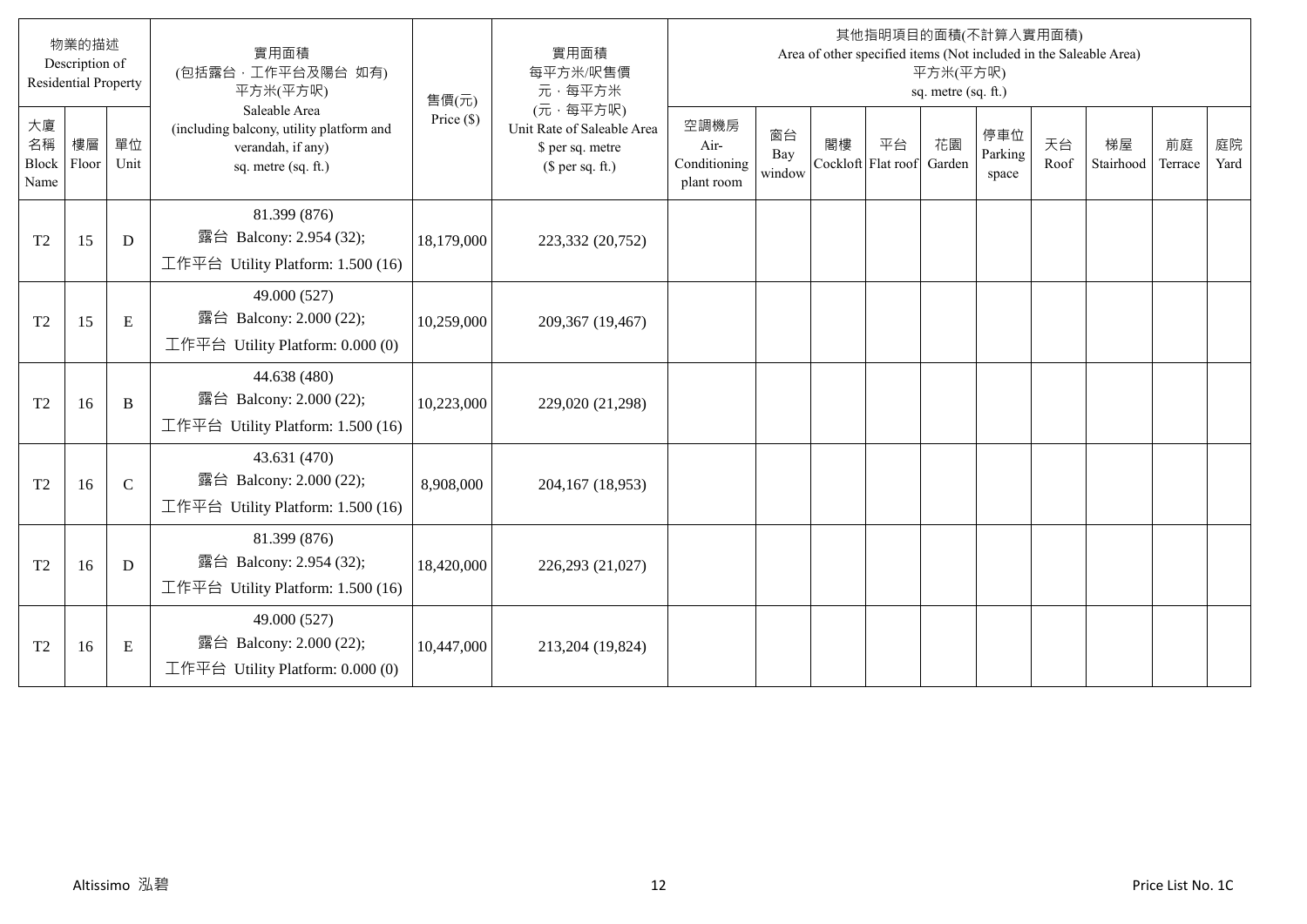| 物業的描述 Description of Residential Property | | | 實用面積 (包括露台，工作平台及陽台 如有) 平方米(平方呎) Saleable Area (including balcony, utility platform and verandah, if any) sq. metre (sq. ft.) | 售價(元) Price ($) | 實用面積 每平方米/呎售價 元，每平方米 (元，每平方呎) Unit Rate of Saleable Area $ per sq. metre ($ per sq. ft.) | 其他指明項目的面積(不計算入實用面積) Area of other specified items (Not included in the Saleable Area) 平方米(平方呎) sq. metre (sq. ft.) | | | | | | | | | |
|---|---|---|---|---|---|---|---|---|---|---|---|---|---|---|---|
| 大廈名稱 Block Name | 樓層 Floor | 單位 Unit | | | | 空調機房 Air-Conditioning plant room | 窗台 Bay window | 閣樓 Cockloft | 平台 Flat roof | 花園 Garden | 停車位 Parking space | 天台 Roof | 梯屋 Stairhood | 前庭 Terrace | 庭院 Yard |
| T2 | 15 | D | 81.399 (876) 露台 Balcony: 2.954 (32); 工作平台 Utility Platform: 1.500 (16) | 18,179,000 | 223,332 (20,752) | | | | | | | | | | |
| T2 | 15 | E | 49.000 (527) 露台 Balcony: 2.000 (22); 工作平台 Utility Platform: 0.000 (0) | 10,259,000 | 209,367 (19,467) | | | | | | | | | | |
| T2 | 16 | B | 44.638 (480) 露台 Balcony: 2.000 (22); 工作平台 Utility Platform: 1.500 (16) | 10,223,000 | 229,020 (21,298) | | | | | | | | | | |
| T2 | 16 | C | 43.631 (470) 露台 Balcony: 2.000 (22); 工作平台 Utility Platform: 1.500 (16) | 8,908,000 | 204,167 (18,953) | | | | | | | | | | |
| T2 | 16 | D | 81.399 (876) 露台 Balcony: 2.954 (32); 工作平台 Utility Platform: 1.500 (16) | 18,420,000 | 226,293 (21,027) | | | | | | | | | | |
| T2 | 16 | E | 49.000 (527) 露台 Balcony: 2.000 (22); 工作平台 Utility Platform: 0.000 (0) | 10,447,000 | 213,204 (19,824) | | | | | | | | | | |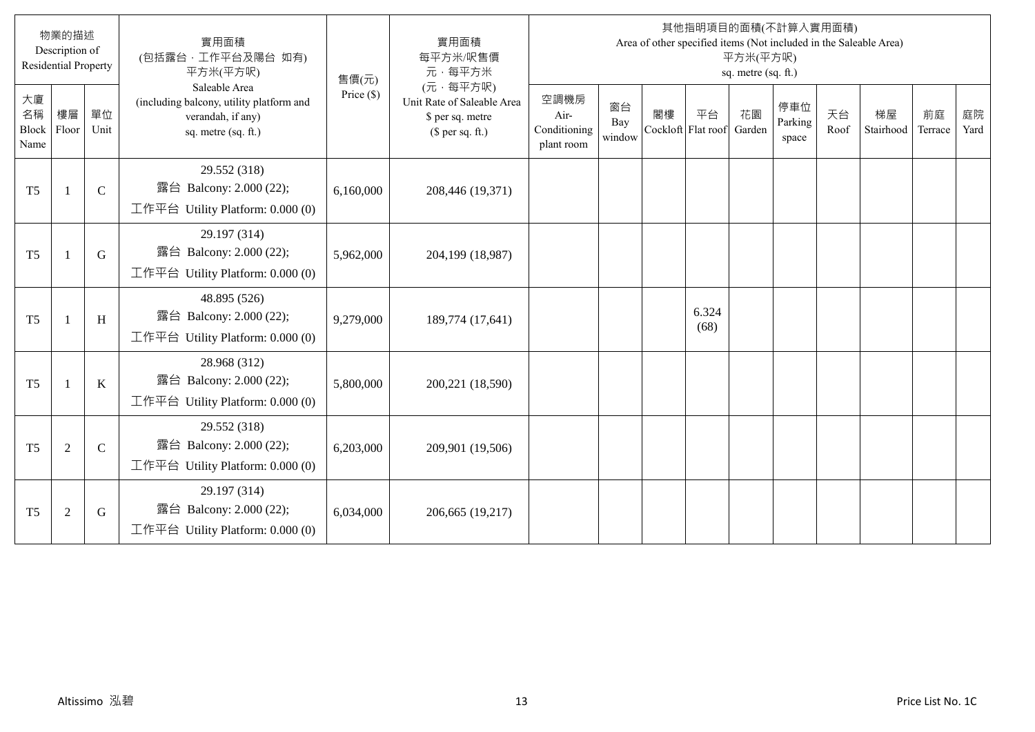| 物業的描述 Description of Residential Property | | | 實用面積 (包括露台，工作平台及陽台 如有) 平方米(平方呎) Saleable Area (including balcony, utility platform and verandah, if any) sq. metre (sq. ft.) | 售價(元) Price ($) | 實用面積 每平方米/呎售價 元，每平方米 (元，每平方呎) Unit Rate of Saleable Area $ per sq. metre ($ per sq. ft.) | 其他指明項目的面積(不計算入實用面積) Area of other specified items (Not included in the Saleable Area) 平方米(平方呎) sq. metre (sq. ft.) | | | | | | | | | |
|---|---|---|---|---|---|---|---|---|---|---|---|---|---|---|---|
| 大廈名稱 Block Name | 樓層 Floor | 單位 Unit | | | | 空調機房 Air-Conditioning plant room | 窗台 Bay window | 閣樓 Cockloft | 平台 Flat roof | 花園 Garden | 停車位 Parking space | 天台 Roof | 梯屋 Stairhood | 前庭 Terrace | 庭院 Yard |
| T5 | 1 | C | 29.552 (318) 露台 Balcony: 2.000 (22); 工作平台 Utility Platform: 0.000 (0) | 6,160,000 | 208,446 (19,371) | | | | | | | | | | |
| T5 | 1 | G | 29.197 (314) 露台 Balcony: 2.000 (22); 工作平台 Utility Platform: 0.000 (0) | 5,962,000 | 204,199 (18,987) | | | | | | | | | | |
| T5 | 1 | H | 48.895 (526) 露台 Balcony: 2.000 (22); 工作平台 Utility Platform: 0.000 (0) | 9,279,000 | 189,774 (17,641) | | | | 6.324 (68) | | | | | | |
| T5 | 1 | K | 28.968 (312) 露台 Balcony: 2.000 (22); 工作平台 Utility Platform: 0.000 (0) | 5,800,000 | 200,221 (18,590) | | | | | | | | | | |
| T5 | 2 | C | 29.552 (318) 露台 Balcony: 2.000 (22); 工作平台 Utility Platform: 0.000 (0) | 6,203,000 | 209,901 (19,506) | | | | | | | | | | |
| T5 | 2 | G | 29.197 (314) 露台 Balcony: 2.000 (22); 工作平台 Utility Platform: 0.000 (0) | 6,034,000 | 206,665 (19,217) | | | | | | | | | | |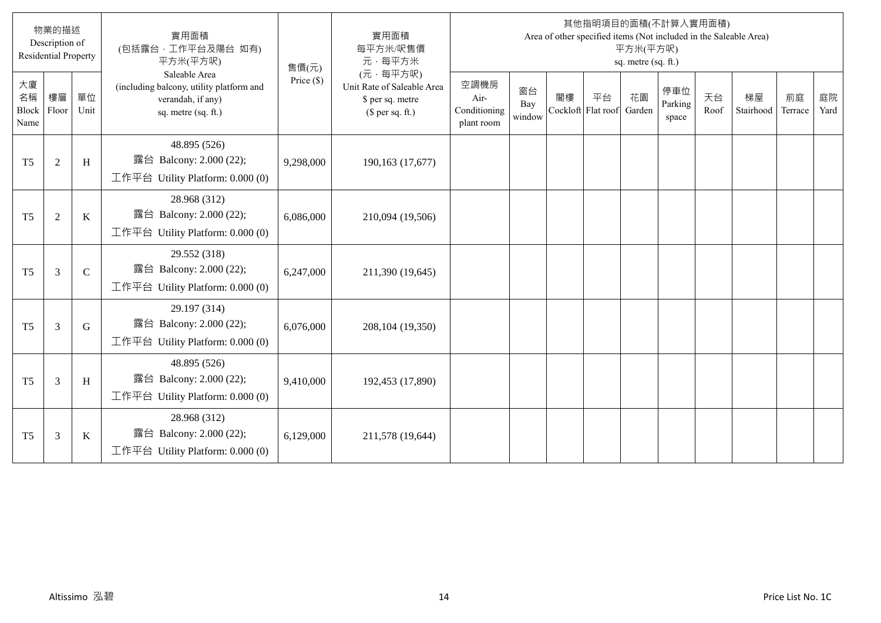| 物業的描述 Description of Residential Property | | | 實用面積 (包括露台，工作平台及陽台 如有) 平方米(平方呎) Saleable Area (including balcony, utility platform and verandah, if any) sq. metre (sq. ft.) | 售價(元) Price ($) | 實用面積 每平方米/呎售價 元，每平方米 (元，每平方呎) Unit Rate of Saleable Area $ per sq. metre ($ per sq. ft.) | 其他指明項目的面積(不計算入實用面積) Area of other specified items (Not included in the Saleable Area) 平方米(平方呎) sq. metre (sq. ft.) | | | | | | | | | |
|---|---|---|---|---|---|---|---|---|---|---|---|---|---|---|---|
| 大廈名稱 Block Name | 樓層 Floor | 單位 Unit | | | | 空調機房 Air-Conditioning plant room | 窗台 Bay window | 閣樓 Cockloft | 平台 Flat roof | 花園 Garden | 停車位 Parking space | 天台 Roof | 梯屋 Stairhood | 前庭 Terrace | 庭院 Yard |
| T5 | 2 | H | 48.895 (526) 露台 Balcony: 2.000 (22); 工作平台 Utility Platform: 0.000 (0) | 9,298,000 | 190,163 (17,677) | | | | | | | | | | |
| T5 | 2 | K | 28.968 (312) 露台 Balcony: 2.000 (22); 工作平台 Utility Platform: 0.000 (0) | 6,086,000 | 210,094 (19,506) | | | | | | | | | | |
| T5 | 3 | C | 29.552 (318) 露台 Balcony: 2.000 (22); 工作平台 Utility Platform: 0.000 (0) | 6,247,000 | 211,390 (19,645) | | | | | | | | | | |
| T5 | 3 | G | 29.197 (314) 露台 Balcony: 2.000 (22); 工作平台 Utility Platform: 0.000 (0) | 6,076,000 | 208,104 (19,350) | | | | | | | | | | |
| T5 | 3 | H | 48.895 (526) 露台 Balcony: 2.000 (22); 工作平台 Utility Platform: 0.000 (0) | 9,410,000 | 192,453 (17,890) | | | | | | | | | | |
| T5 | 3 | K | 28.968 (312) 露台 Balcony: 2.000 (22); 工作平台 Utility Platform: 0.000 (0) | 6,129,000 | 211,578 (19,644) | | | | | | | | | | |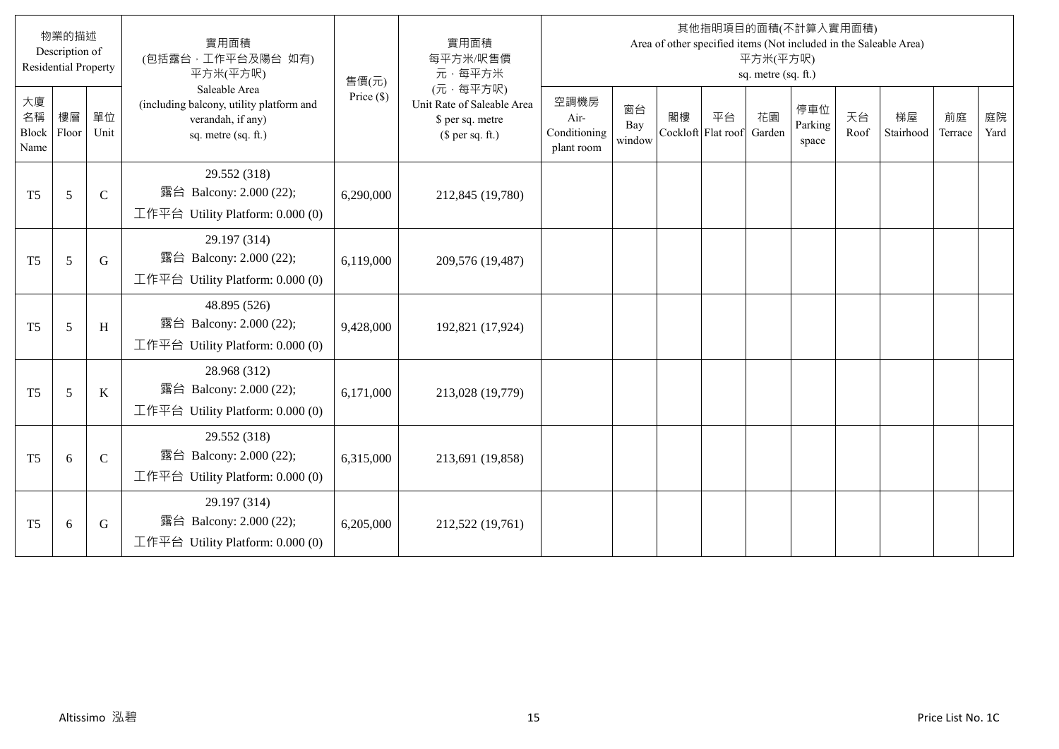| 物業的描述 Description of Residential Property | | | 實用面積 (包括露台，工作平台及陽台 如有) 平方米(平方呎) Saleable Area (including balcony, utility platform and verandah, if any) sq. metre (sq. ft.) | 售價(元) Price ($) | 實用面積 每平方米/呎售價 元，每平方米 (元，每平方呎) Unit Rate of Saleable Area $ per sq. metre ($ per sq. ft.) | 其他指明項目的面積(不計算入實用面積) Area of other specified items (Not included in the Saleable Area) 平方米(平方呎) sq. metre (sq. ft.) | | | | | | | | | |
|---|---|---|---|---|---|---|---|---|---|---|---|---|---|---|---|
| 大廈名稱 Block Name | 樓層 Floor | 單位 Unit | | | | 空調機房 Air-Conditioning plant room | 窗台 Bay window | 閣樓 Cockloft | 平台 Flat roof | 花園 Garden | 停車位 Parking space | 天台 Roof | 梯屋 Stairhood | 前庭 Terrace | 庭院 Yard |
| T5 | 5 | C | 29.552 (318) 露台 Balcony: 2.000 (22); 工作平台 Utility Platform: 0.000 (0) | 6,290,000 | 212,845 (19,780) | | | | | | | | | | |
| T5 | 5 | G | 29.197 (314) 露台 Balcony: 2.000 (22); 工作平台 Utility Platform: 0.000 (0) | 6,119,000 | 209,576 (19,487) | | | | | | | | | | |
| T5 | 5 | H | 48.895 (526) 露台 Balcony: 2.000 (22); 工作平台 Utility Platform: 0.000 (0) | 9,428,000 | 192,821 (17,924) | | | | | | | | | | |
| T5 | 5 | K | 28.968 (312) 露台 Balcony: 2.000 (22); 工作平台 Utility Platform: 0.000 (0) | 6,171,000 | 213,028 (19,779) | | | | | | | | | | |
| T5 | 6 | C | 29.552 (318) 露台 Balcony: 2.000 (22); 工作平台 Utility Platform: 0.000 (0) | 6,315,000 | 213,691 (19,858) | | | | | | | | | | |
| T5 | 6 | G | 29.197 (314) 露台 Balcony: 2.000 (22); 工作平台 Utility Platform: 0.000 (0) | 6,205,000 | 212,522 (19,761) | | | | | | | | | | |

Altissimo 泓碧　　　　Price List No. 1C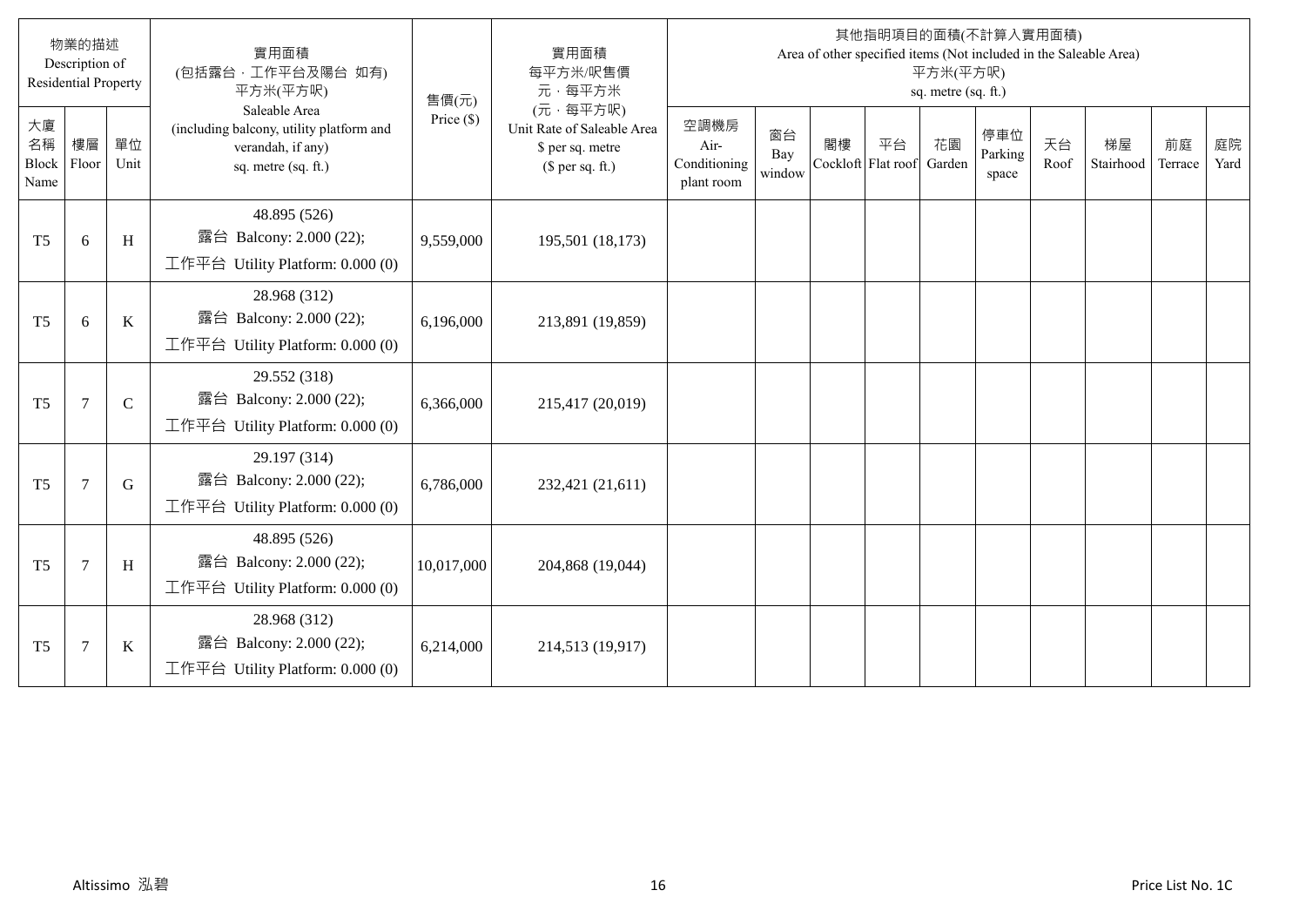| 物業的描述 Description of Residential Property | | | 實用面積 (包括露台，工作平台及陽台 如有) 平方米(平方呎) Saleable Area (including balcony, utility platform and verandah, if any) sq. metre (sq. ft.) | 售價(元) Price ($) | 實用面積 每平方米/呎售價 元，每平方米 (元，每平方呎) Unit Rate of Saleable Area $ per sq. metre ($ per sq. ft.) | 其他指明項目的面積(不計算入實用面積) Area of other specified items (Not included in the Saleable Area) 平方米(平方呎) sq. metre (sq. ft.) | | | | | | | | | |
|---|---|---|---|---|---|---|---|---|---|---|---|---|---|---|---|
| 大廈名稱 Block Name | 樓層 Floor | 單位 Unit | | | | 空調機房 Air-Conditioning plant room | 窗台 Bay window | 閣樓 Cockloft | 平台 Flat roof | 花園 Garden | 停車位 Parking space | 天台 Roof | 梯屋 Stairhood | 前庭 Terrace | 庭院 Yard |
| T5 | 6 | H | 48.895 (526) 露台 Balcony: 2.000 (22); 工作平台 Utility Platform: 0.000 (0) | 9,559,000 | 195,501 (18,173) | | | | | | | | | | |
| T5 | 6 | K | 28.968 (312) 露台 Balcony: 2.000 (22); 工作平台 Utility Platform: 0.000 (0) | 6,196,000 | 213,891 (19,859) | | | | | | | | | | |
| T5 | 7 | C | 29.552 (318) 露台 Balcony: 2.000 (22); 工作平台 Utility Platform: 0.000 (0) | 6,366,000 | 215,417 (20,019) | | | | | | | | | | |
| T5 | 7 | G | 29.197 (314) 露台 Balcony: 2.000 (22); 工作平台 Utility Platform: 0.000 (0) | 6,786,000 | 232,421 (21,611) | | | | | | | | | | |
| T5 | 7 | H | 48.895 (526) 露台 Balcony: 2.000 (22); 工作平台 Utility Platform: 0.000 (0) | 10,017,000 | 204,868 (19,044) | | | | | | | | | | |
| T5 | 7 | K | 28.968 (312) 露台 Balcony: 2.000 (22); 工作平台 Utility Platform: 0.000 (0) | 6,214,000 | 214,513 (19,917) | | | | | | | | | | |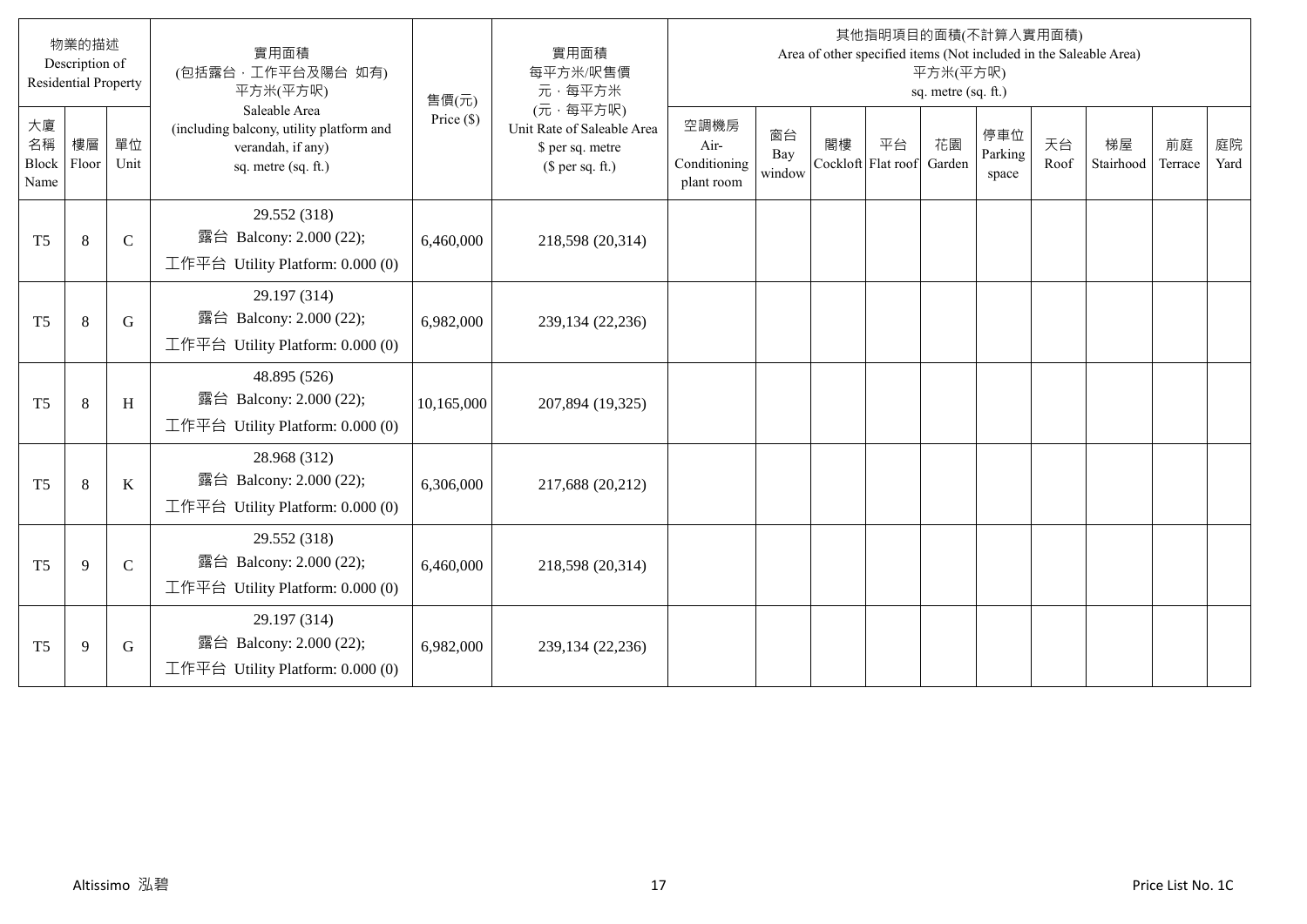| 物業的描述 Description of Residential Property | | | 實用面積 (包括露台，工作平台及陽台 如有) 平方米(平方呎) Saleable Area (including balcony, utility platform and verandah, if any) sq. metre (sq. ft.) | 售價(元) Price ($) | 實用面積 每平方米/呎售價 元，每平方米 (元，每平方呎) Unit Rate of Saleable Area $ per sq. metre ($ per sq. ft.) | 其他指明項目的面積(不計算入實用面積) Area of other specified items (Not included in the Saleable Area) 平方米(平方呎) sq. metre (sq. ft.) | | | | | | | | | |
|---|---|---|---|---|---|---|---|---|---|---|---|---|---|---|---|
| 大廈名稱 Block Name | 樓層 Floor | 單位 Unit | | | | 空調機房 Air-Conditioning plant room | 窗台 Bay window | 閣樓 Cockloft | 平台 Flat roof | 花園 Garden | 停車位 Parking space | 天台 Roof | 梯屋 Stairhood | 前庭 Terrace | 庭院 Yard |
| T5 | 8 | C | 29.552 (318) 露台 Balcony: 2.000 (22); 工作平台 Utility Platform: 0.000 (0) | 6,460,000 | 218,598 (20,314) | | | | | | | | | | |
| T5 | 8 | G | 29.197 (314) 露台 Balcony: 2.000 (22); 工作平台 Utility Platform: 0.000 (0) | 6,982,000 | 239,134 (22,236) | | | | | | | | | | |
| T5 | 8 | H | 48.895 (526) 露台 Balcony: 2.000 (22); 工作平台 Utility Platform: 0.000 (0) | 10,165,000 | 207,894 (19,325) | | | | | | | | | | |
| T5 | 8 | K | 28.968 (312) 露台 Balcony: 2.000 (22); 工作平台 Utility Platform: 0.000 (0) | 6,306,000 | 217,688 (20,212) | | | | | | | | | | |
| T5 | 9 | C | 29.552 (318) 露台 Balcony: 2.000 (22); 工作平台 Utility Platform: 0.000 (0) | 6,460,000 | 218,598 (20,314) | | | | | | | | | | |
| T5 | 9 | G | 29.197 (314) 露台 Balcony: 2.000 (22); 工作平台 Utility Platform: 0.000 (0) | 6,982,000 | 239,134 (22,236) | | | | | | | | | | |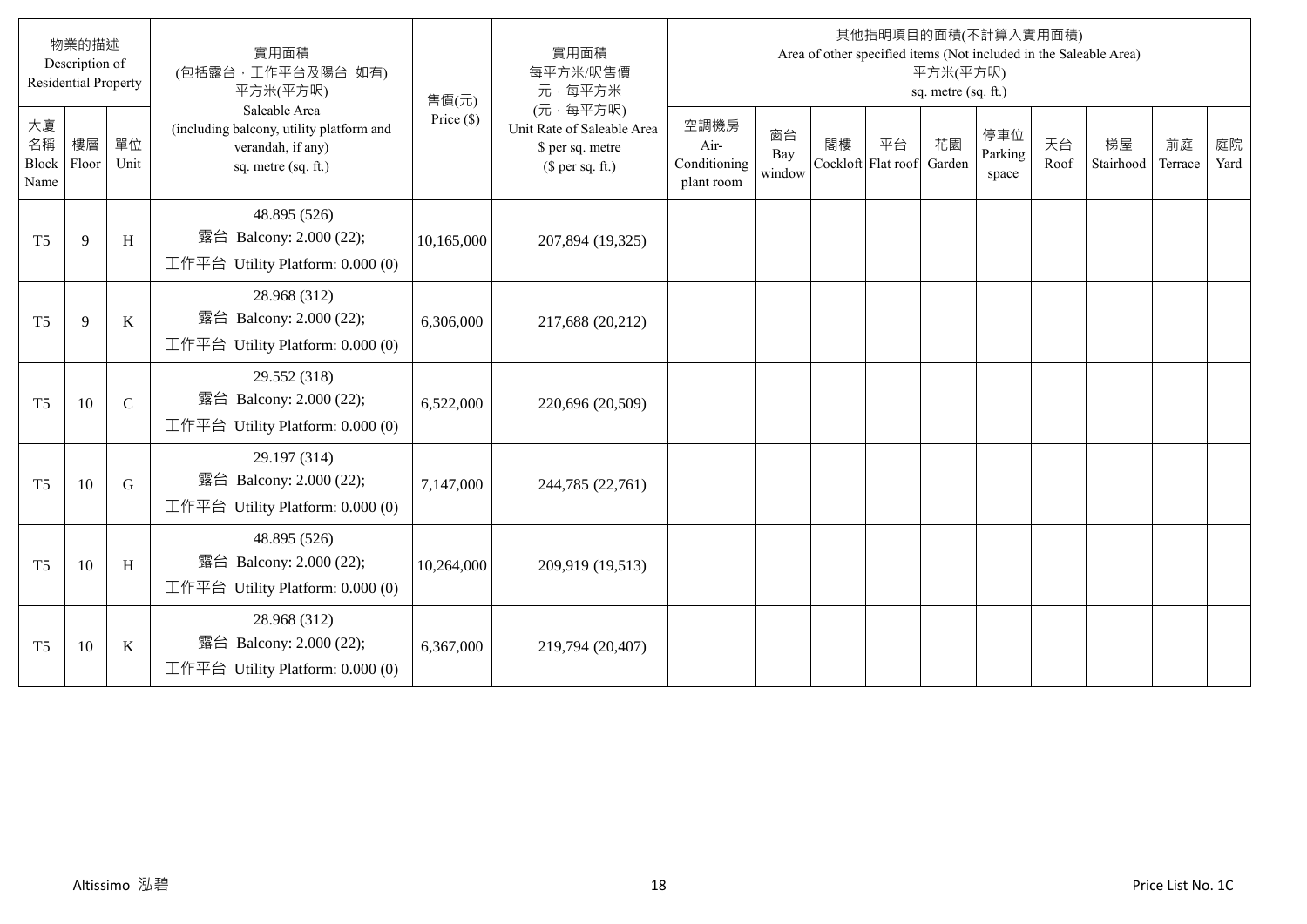| 物業的描述 Description of Residential Property | | | 實用面積 (包括露台，工作平台及陽台 如有) 平方米(平方呎) Saleable Area (including balcony, utility platform and verandah, if any) sq. metre (sq. ft.) | 售價(元) Price ($) | 實用面積 每平方米/呎售價 元，每平方米 (元，每平方呎) Unit Rate of Saleable Area $ per sq. metre ($ per sq. ft.) | 其他指明項目的面積(不計算入實用面積) Area of other specified items (Not included in the Saleable Area) 平方米(平方呎) sq. metre (sq. ft.) | | | | | | | | | |
|---|---|---|---|---|---|---|---|---|---|---|---|---|---|---|---|
| 大廈名稱 Block Name | 樓層 Floor | 單位 Unit | | | | 空調機房 Air-Conditioning plant room | 窗台 Bay window | 閣樓 Cockloft | 平台 Flat roof | 花園 Garden | 停車位 Parking space | 天台 Roof | 梯屋 Stairhood | 前庭 Terrace | 庭院 Yard |
| T5 | 9 | H | 48.895 (526) 露台 Balcony: 2.000 (22); 工作平台 Utility Platform: 0.000 (0) | 10,165,000 | 207,894 (19,325) | | | | | | | | | | |
| T5 | 9 | K | 28.968 (312) 露台 Balcony: 2.000 (22); 工作平台 Utility Platform: 0.000 (0) | 6,306,000 | 217,688 (20,212) | | | | | | | | | | |
| T5 | 10 | C | 29.552 (318) 露台 Balcony: 2.000 (22); 工作平台 Utility Platform: 0.000 (0) | 6,522,000 | 220,696 (20,509) | | | | | | | | | | |
| T5 | 10 | G | 29.197 (314) 露台 Balcony: 2.000 (22); 工作平台 Utility Platform: 0.000 (0) | 7,147,000 | 244,785 (22,761) | | | | | | | | | | |
| T5 | 10 | H | 48.895 (526) 露台 Balcony: 2.000 (22); 工作平台 Utility Platform: 0.000 (0) | 10,264,000 | 209,919 (19,513) | | | | | | | | | | |
| T5 | 10 | K | 28.968 (312) 露台 Balcony: 2.000 (22); 工作平台 Utility Platform: 0.000 (0) | 6,367,000 | 219,794 (20,407) | | | | | | | | | | |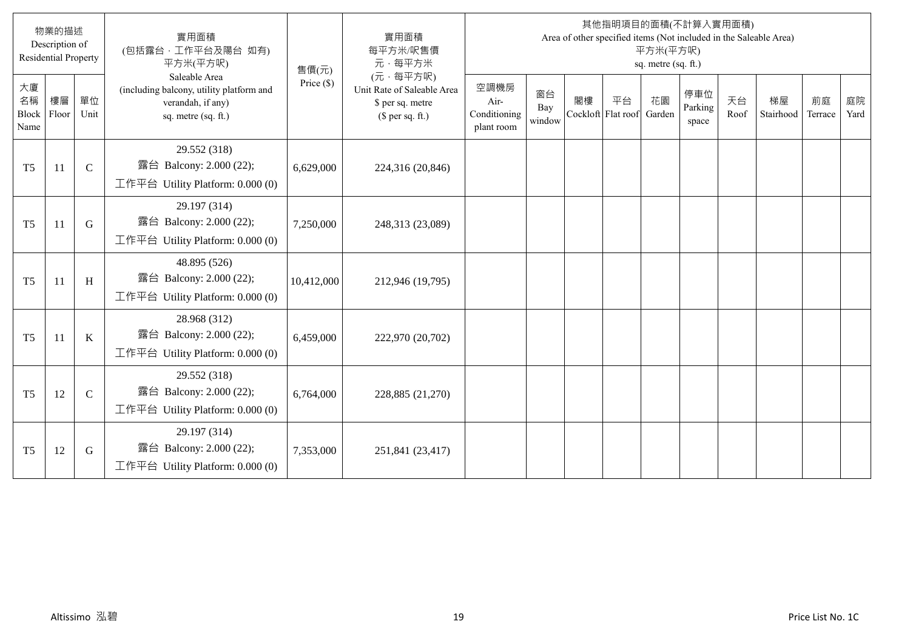| 物業的描述 Description of Residential Property | | | 實用面積 (包括露台，工作平台及陽台 如有) 平方米(平方呎) Saleable Area (including balcony, utility platform and verandah, if any) sq. metre (sq. ft.) | 售價(元) Price ($) | 實用面積 每平方米/呎售價 元，每平方米 (元，每平方呎) Unit Rate of Saleable Area $ per sq. metre ($ per sq. ft.) | 其他指明項目的面積(不計算入實用面積) Area of other specified items (Not included in the Saleable Area) 平方米(平方呎) sq. metre (sq. ft.) | | | | | | | | | |
|---|---|---|---|---|---|---|---|---|---|---|---|---|---|---|---|
| 大廈名稱 Block Name | 樓層 Floor | 單位 Unit | | | | 空調機房 Air-Conditioning plant room | 窗台 Bay window | 閣樓 Cockloft | 平台 Flat roof | 花園 Garden | 停車位 Parking space | 天台 Roof | 梯屋 Stairhood | 前庭 Terrace | 庭院 Yard |
| T5 | 11 | C | 29.552 (318) 露台 Balcony: 2.000 (22); 工作平台 Utility Platform: 0.000 (0) | 6,629,000 | 224,316 (20,846) | | | | | | | | | | |
| T5 | 11 | G | 29.197 (314) 露台 Balcony: 2.000 (22); 工作平台 Utility Platform: 0.000 (0) | 7,250,000 | 248,313 (23,089) | | | | | | | | | | |
| T5 | 11 | H | 48.895 (526) 露台 Balcony: 2.000 (22); 工作平台 Utility Platform: 0.000 (0) | 10,412,000 | 212,946 (19,795) | | | | | | | | | | |
| T5 | 11 | K | 28.968 (312) 露台 Balcony: 2.000 (22); 工作平台 Utility Platform: 0.000 (0) | 6,459,000 | 222,970 (20,702) | | | | | | | | | | |
| T5 | 12 | C | 29.552 (318) 露台 Balcony: 2.000 (22); 工作平台 Utility Platform: 0.000 (0) | 6,764,000 | 228,885 (21,270) | | | | | | | | | | |
| T5 | 12 | G | 29.197 (314) 露台 Balcony: 2.000 (22); 工作平台 Utility Platform: 0.000 (0) | 7,353,000 | 251,841 (23,417) | | | | | | | | | | |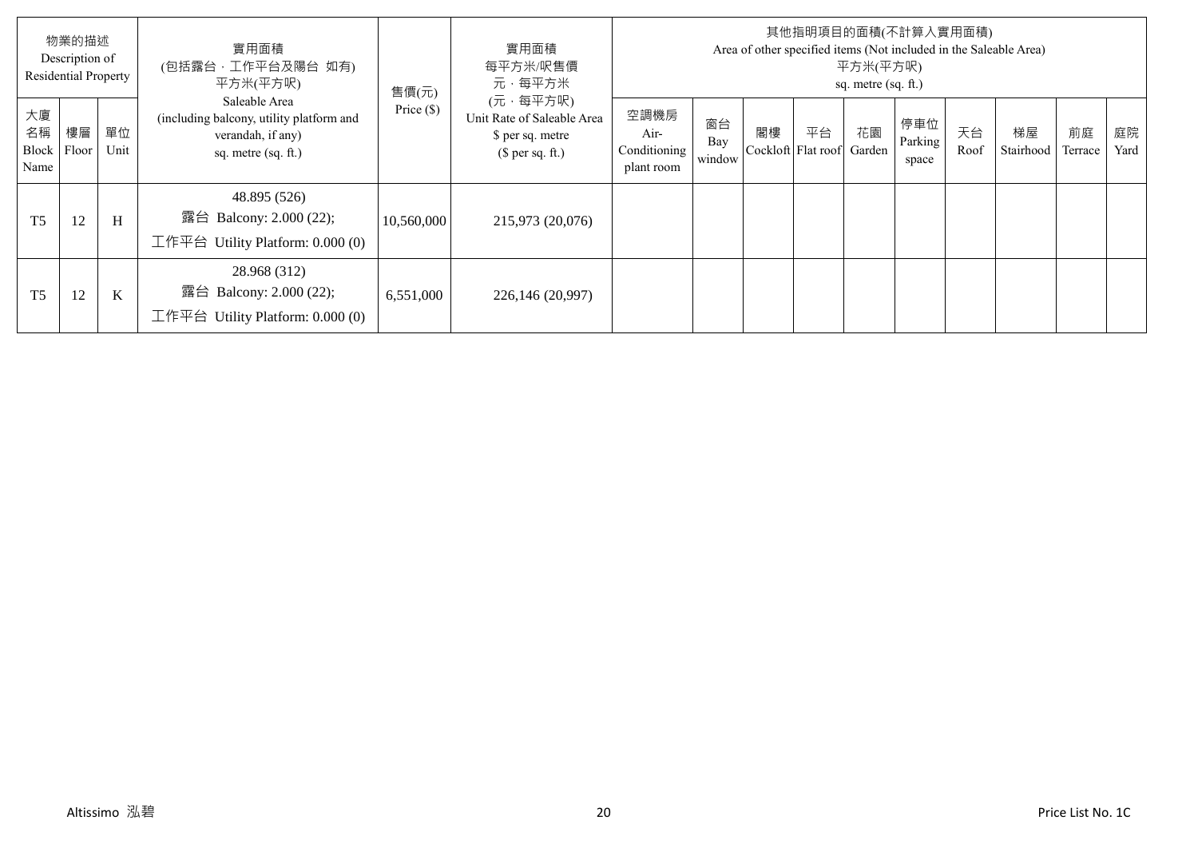| 物業的描述 Description of Residential Property | | | 實用面積 (包括露台，工作平台及陽台 如有) 平方米(平方呎) Saleable Area (including balcony, utility platform and verandah, if any) sq. metre (sq. ft.) | 售價(元) Price ($) | 實用面積 每平方米/呎售價 元，每平方米 (元，每平方呎) Unit Rate of Saleable Area $ per sq. metre ($ per sq. ft.) | 其他指明項目的面積(不計算入實用面積) Area of other specified items (Not included in the Saleable Area) 平方米(平方呎) sq. metre (sq. ft.) | | | | | | | | | |
|---|---|---|---|---|---|---|---|---|---|---|---|---|---|---|---|
| 大廈名稱 Block Name | 樓層 Floor | 單位 Unit | | | | 空調機房 Air-Conditioning plant room | 窗台 Bay window | 閣樓 Cockloft | 平台 Flat roof | 花園 Garden | 停車位 Parking space | 天台 Roof | 梯屋 Stairhood | 前庭 Terrace | 庭院 Yard |
| T5 | 12 | H | 48.895 (526) 露台 Balcony: 2.000 (22); 工作平台 Utility Platform: 0.000 (0) | 10,560,000 | 215,973 (20,076) | | | | | | | | | | |
| T5 | 12 | K | 28.968 (312) 露台 Balcony: 2.000 (22); 工作平台 Utility Platform: 0.000 (0) | 6,551,000 | 226,146 (20,997) | | | | | | | | | | |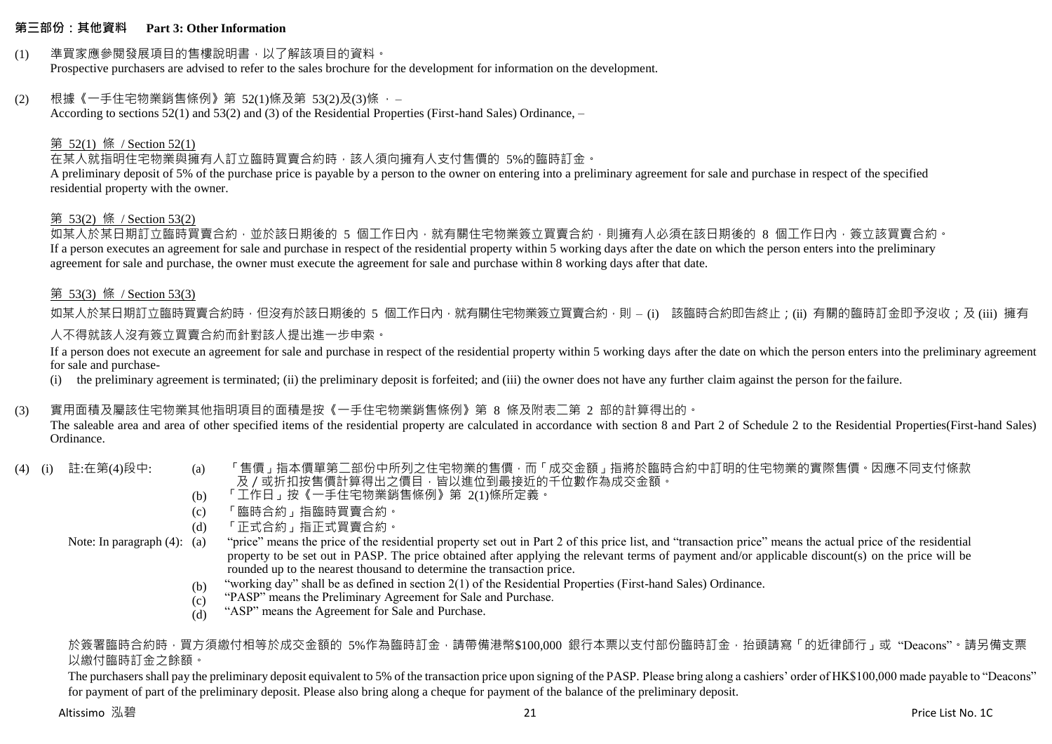## 第三部份：其他資料　Part 3: Other Information

(1) 準買家應參閱發展項目的售樓說明書，以了解該項目的資料。
Prospective purchasers are advised to refer to the sales brochure for the development for information on the development.

(2) 根據《一手住宅物業銷售條例》第 52(1)條及第 53(2)及(3)條，–
According to sections 52(1) and 53(2) and (3) of the Residential Properties (First-hand Sales) Ordinance, –

第 52(1) 條 / Section 52(1)

在某人就指明住宅物業與擁有人訂立臨時買賣合約時，該人須向擁有人支付售價的 5%的臨時訂金。
A preliminary deposit of 5% of the purchase price is payable by a person to the owner on entering into a preliminary agreement for sale and purchase in respect of the specified residential property with the owner.

第 53(2) 條 / Section 53(2)

如某人於某日期訂立臨時買賣合約，並於該日期後的 5 個工作日內，就有關住宅物業簽立買賣合約，則擁有人必須在該日期後的 8 個工作日內，簽立該買賣合約。
If a person executes an agreement for sale and purchase in respect of the residential property within 5 working days after the date on which the person enters into the preliminary agreement for sale and purchase, the owner must execute the agreement for sale and purchase within 8 working days after that date.

第 53(3) 條 / Section 53(3)

如某人於某日期訂立臨時買賣合約時，但沒有於該日期後的 5 個工作日內，就有關住宅物業簽立買賣合約，則 – (i) 該臨時合約即告終止；(ii) 有關的臨時訂金即予沒收；及 (iii) 擁有人不得就該人沒有簽立買賣合約而針對該人提出進一步申索。

If a person does not execute an agreement for sale and purchase in respect of the residential property within 5 working days after the date on which the person enters into the preliminary agreement for sale and purchase-

(i) the preliminary agreement is terminated; (ii) the preliminary deposit is forfeited; and (iii) the owner does not have any further claim against the person for the failure.

(3) 實用面積及屬該住宅物業其他指明項目的面積是按《一手住宅物業銷售條例》第 8 條及附表二第 2 部的計算得出的。
The saleable area and area of other specified items of the residential property are calculated in accordance with section 8 and Part 2 of Schedule 2 to the Residential Properties(First-hand Sales) Ordinance.

(4) (i) 註:在第(4)段中:
(a) 「售價」指本價單第二部份中所列之住宅物業的售價，而「成交金額」指將於臨時合約中訂明的住宅物業的實際售價。因應不同支付條款及／或折扣按售價計算得出之價目，皆以進位到最接近的千位數作為成交金額。
(b) 「工作日」按《一手住宅物業銷售條例》第 2(1)條所定義。
(c) 「臨時合約」指臨時買賣合約。
(d) 「正式合約」指正式買賣合約。

Note: In paragraph (4):
(a) "price" means the price of the residential property set out in Part 2 of this price list, and "transaction price" means the actual price of the residential property to be set out in PASP. The price obtained after applying the relevant terms of payment and/or applicable discount(s) on the price will be rounded up to the nearest thousand to determine the transaction price.
(b) "working day" shall be as defined in section 2(1) of the Residential Properties (First-hand Sales) Ordinance.
(c) "PASP" means the Preliminary Agreement for Sale and Purchase.
(d) "ASP" means the Agreement for Sale and Purchase.

於簽署臨時合約時，買方須繳付相等於成交金額的 5%作為臨時訂金，請帶備港幣$100,000 銀行本票以支付部份臨時訂金，抬頭請寫「的近律師行」或 "Deacons"。請另備支票以繳付臨時訂金之餘額。

The purchasers shall pay the preliminary deposit equivalent to 5% of the transaction price upon signing of the PASP. Please bring along a cashiers' order of HK$100,000 made payable to "Deacons" for payment of part of the preliminary deposit. Please also bring along a cheque for payment of the balance of the preliminary deposit.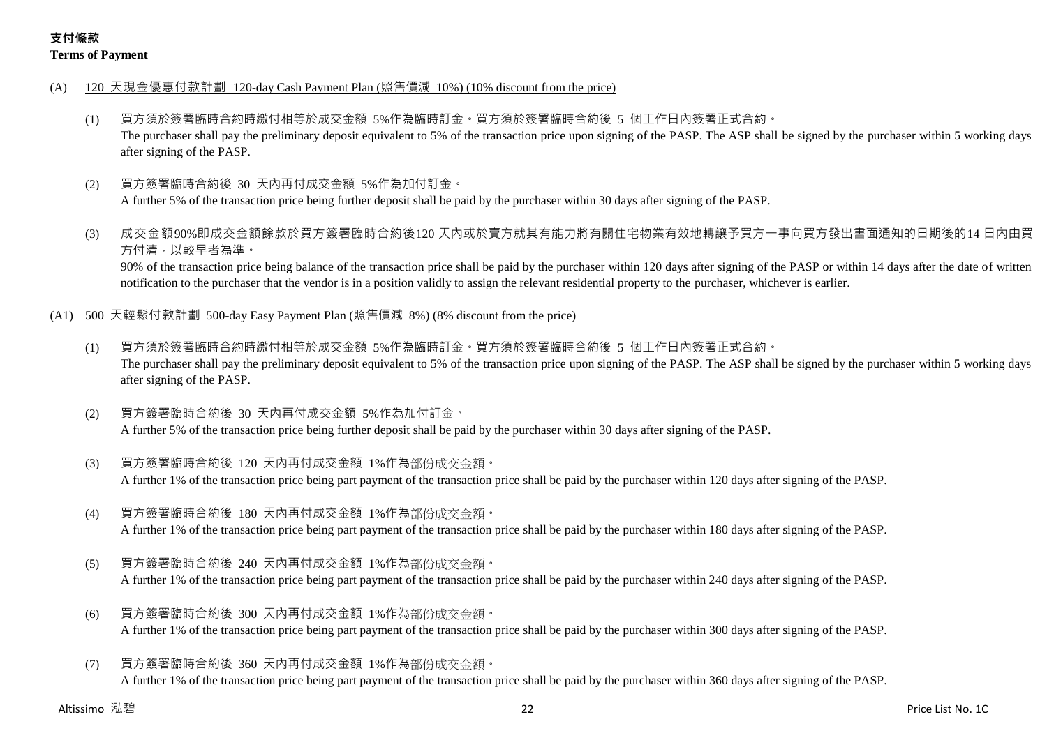**支付條款**

**Terms of Payment**

(A) 120 天現金優惠付款計劃 120-day Cash Payment Plan (照售價減 10%) (10% discount from the price)

(1) 買方須於簽署臨時合約時繳付相等於成交金額 5%作為臨時訂金。買方須於簽署臨時合約後 5 個工作日內簽署正式合約。
The purchaser shall pay the preliminary deposit equivalent to 5% of the transaction price upon signing of the PASP. The ASP shall be signed by the purchaser within 5 working days after signing of the PASP.

(2) 買方簽署臨時合約後 30 天內再付成交金額 5%作為加付訂金。
A further 5% of the transaction price being further deposit shall be paid by the purchaser within 30 days after signing of the PASP.

(3) 成交金額90%即成交金額餘款於買方簽署臨時合約後120 天內或於賣方就其有能力將有關住宅物業有效地轉讓予買方一事向買方發出書面通知的日期後的14 日內由買方付清，以較早者為準。
90% of the transaction price being balance of the transaction price shall be paid by the purchaser within 120 days after signing of the PASP or within 14 days after the date of written notification to the purchaser that the vendor is in a position validly to assign the relevant residential property to the purchaser, whichever is earlier.

(A1) 500 天輕鬆付款計劃 500-day Easy Payment Plan (照售價減 8%) (8% discount from the price)

(1) 買方須於簽署臨時合約時繳付相等於成交金額 5%作為臨時訂金。買方須於簽署臨時合約後 5 個工作日內簽署正式合約。
The purchaser shall pay the preliminary deposit equivalent to 5% of the transaction price upon signing of the PASP. The ASP shall be signed by the purchaser within 5 working days after signing of the PASP.

(2) 買方簽署臨時合約後 30 天內再付成交金額 5%作為加付訂金。
A further 5% of the transaction price being further deposit shall be paid by the purchaser within 30 days after signing of the PASP.

(3) 買方簽署臨時合約後 120 天內再付成交金額 1%作為部份成交金額。
A further 1% of the transaction price being part payment of the transaction price shall be paid by the purchaser within 120 days after signing of the PASP.

(4) 買方簽署臨時合約後 180 天內再付成交金額 1%作為部份成交金額。
A further 1% of the transaction price being part payment of the transaction price shall be paid by the purchaser within 180 days after signing of the PASP.

(5) 買方簽署臨時合約後 240 天內再付成交金額 1%作為部份成交金額。
A further 1% of the transaction price being part payment of the transaction price shall be paid by the purchaser within 240 days after signing of the PASP.

(6) 買方簽署臨時合約後 300 天內再付成交金額 1%作為部份成交金額。
A further 1% of the transaction price being part payment of the transaction price shall be paid by the purchaser within 300 days after signing of the PASP.

(7) 買方簽署臨時合約後 360 天內再付成交金額 1%作為部份成交金額。
A further 1% of the transaction price being part payment of the transaction price shall be paid by the purchaser within 360 days after signing of the PASP.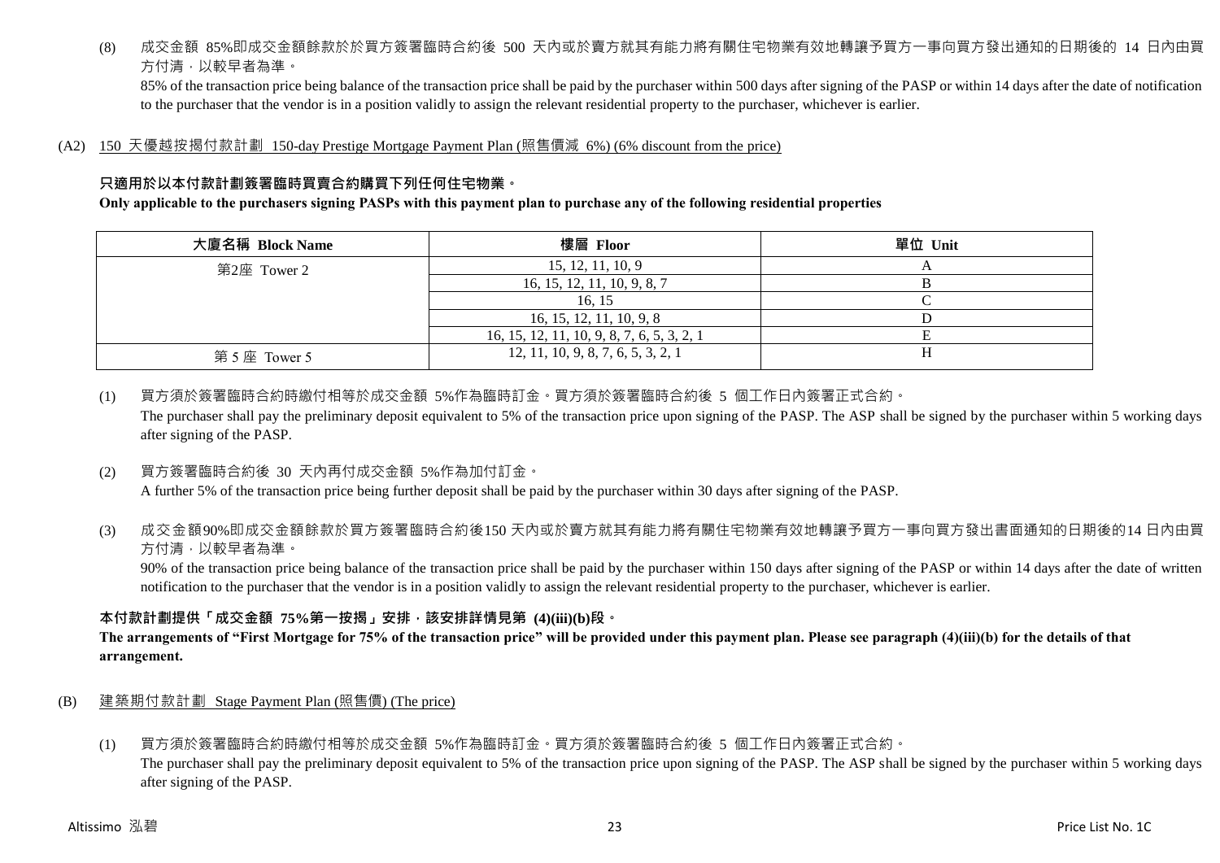(8) 成交金額 85%即成交金額餘款於於買方簽署臨時合約後 500 天內或於賣方就其有能力將有關住宅物業有效地轉讓予買方一事向買方發出通知的日期後的 14 日內由買方付清，以較早者為準。
85% of the transaction price being balance of the transaction price shall be paid by the purchaser within 500 days after signing of the PASP or within 14 days after the date of notification to the purchaser that the vendor is in a position validly to assign the relevant residential property to the purchaser, whichever is earlier.

(A2) 150 天優越按揭付款計劃 150-day Prestige Mortgage Payment Plan (照售價減 6%) (6% discount from the price)

**只適用於以本付款計劃簽署臨時買賣合約購買下列任何住宅物業。**

**Only applicable to the purchasers signing PASPs with this payment plan to purchase any of the following residential properties**

| 大廈名稱 Block Name | 樓層 Floor | 單位 Unit |
|---|---|---|
| 第2座 Tower 2 | 15, 12, 11, 10, 9 | A |
| | 16, 15, 12, 11, 10, 9, 8, 7 | B |
| | 16, 15 | C |
| | 16, 15, 12, 11, 10, 9, 8 | D |
| | 16, 15, 12, 11, 10, 9, 8, 7, 6, 5, 3, 2, 1 | E |
| 第 5 座 Tower 5 | 12, 11, 10, 9, 8, 7, 6, 5, 3, 2, 1 | H |

(1) 買方須於簽署臨時合約時繳付相等於成交金額 5%作為臨時訂金。買方須於簽署臨時合約後 5 個工作日內簽署正式合約。
The purchaser shall pay the preliminary deposit equivalent to 5% of the transaction price upon signing of the PASP. The ASP shall be signed by the purchaser within 5 working days after signing of the PASP.

(2) 買方簽署臨時合約後 30 天內再付成交金額 5%作為加付訂金。
A further 5% of the transaction price being further deposit shall be paid by the purchaser within 30 days after signing of the PASP.

(3) 成交金額90%即成交金額餘款於買方簽署臨時合約後150 天內或於賣方就其有能力將有關住宅物業有效地轉讓予買方一事向買方發出書面通知的日期後的14 日內由買方付清，以較早者為準。
90% of the transaction price being balance of the transaction price shall be paid by the purchaser within 150 days after signing of the PASP or within 14 days after the date of written notification to the purchaser that the vendor is in a position validly to assign the relevant residential property to the purchaser, whichever is earlier.

**本付款計劃提供「成交金額 75%第一按揭」安排，該安排詳情見第 (4)(iii)(b)段。**

**The arrangements of "First Mortgage for 75% of the transaction price" will be provided under this payment plan. Please see paragraph (4)(iii)(b) for the details of that arrangement.**

(B) 建築期付款計劃 Stage Payment Plan (照售價) (The price)

(1) 買方須於簽署臨時合約時繳付相等於成交金額 5%作為臨時訂金。買方須於簽署臨時合約後 5 個工作日內簽署正式合約。
The purchaser shall pay the preliminary deposit equivalent to 5% of the transaction price upon signing of the PASP. The ASP shall be signed by the purchaser within 5 working days after signing of the PASP.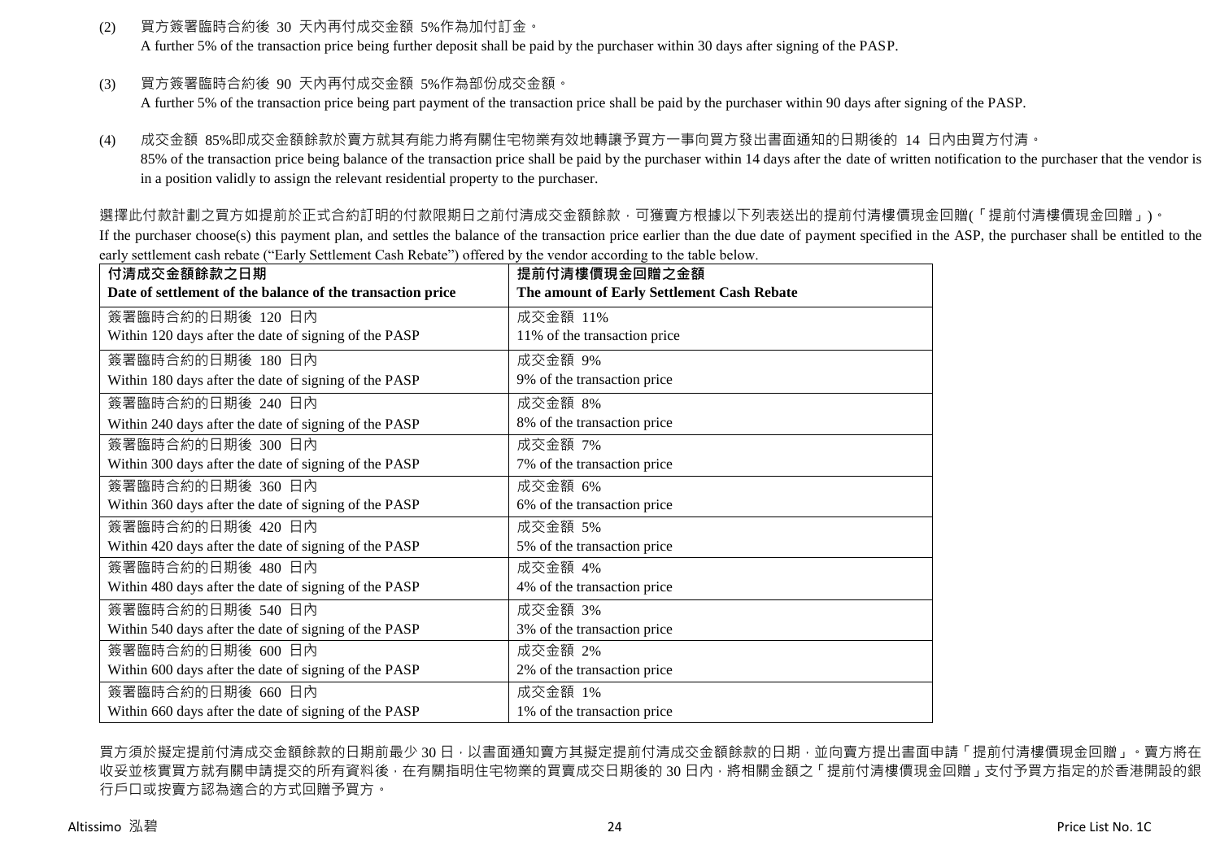(2) 買方簽署臨時合約後 30 天內再付成交金額 5%作為加付訂金。
A further 5% of the transaction price being further deposit shall be paid by the purchaser within 30 days after signing of the PASP.

(3) 買方簽署臨時合約後 90 天內再付成交金額 5%作為部份成交金額。
A further 5% of the transaction price being part payment of the transaction price shall be paid by the purchaser within 90 days after signing of the PASP.

(4) 成交金額 85%即成交金額餘款於賣方就其有能力將有關住宅物業有效地轉讓予買方一事向買方發出書面通知的日期後的 14 日內由買方付清。
85% of the transaction price being balance of the transaction price shall be paid by the purchaser within 14 days after the date of written notification to the purchaser that the vendor is in a position validly to assign the relevant residential property to the purchaser.

選擇此付款計劃之買方如提前於正式合約訂明的付款限期日之前付清成交金額餘款，可獲賣方根據以下列表送出的提前付清樓價現金回贈(「提前付清樓價現金回贈」)。
If the purchaser choose(s) this payment plan, and settles the balance of the transaction price earlier than the due date of payment specified in the ASP, the purchaser shall be entitled to the early settlement cash rebate ("Early Settlement Cash Rebate") offered by the vendor according to the table below.

| **付清成交金額餘款之日期**<br>**Date of settlement of the balance of the transaction price** | **提前付清樓價現金回贈之金額**<br>**The amount of Early Settlement Cash Rebate** |
|---|---|
| 簽署臨時合約的日期後 120 日內<br>Within 120 days after the date of signing of the PASP | 成交金額 11%<br>11% of the transaction price |
| 簽署臨時合約的日期後 180 日內<br>Within 180 days after the date of signing of the PASP | 成交金額 9%<br>9% of the transaction price |
| 簽署臨時合約的日期後 240 日內<br>Within 240 days after the date of signing of the PASP | 成交金額 8%<br>8% of the transaction price |
| 簽署臨時合約的日期後 300 日內<br>Within 300 days after the date of signing of the PASP | 成交金額 7%<br>7% of the transaction price |
| 簽署臨時合約的日期後 360 日內<br>Within 360 days after the date of signing of the PASP | 成交金額 6%<br>6% of the transaction price |
| 簽署臨時合約的日期後 420 日內<br>Within 420 days after the date of signing of the PASP | 成交金額 5%<br>5% of the transaction price |
| 簽署臨時合約的日期後 480 日內<br>Within 480 days after the date of signing of the PASP | 成交金額 4%<br>4% of the transaction price |
| 簽署臨時合約的日期後 540 日內<br>Within 540 days after the date of signing of the PASP | 成交金額 3%<br>3% of the transaction price |
| 簽署臨時合約的日期後 600 日內<br>Within 600 days after the date of signing of the PASP | 成交金額 2%<br>2% of the transaction price |
| 簽署臨時合約的日期後 660 日內<br>Within 660 days after the date of signing of the PASP | 成交金額 1%<br>1% of the transaction price |

買方須於擬定提前付清成交金額餘款的日期前最少 30 日，以書面通知賣方其擬定提前付清成交金額餘款的日期，並向賣方提出書面申請「提前付清樓價現金回贈」。賣方將在收妥並核實買方就有關申請提交的所有資料後，在有關指明住宅物業的買賣成交日期後的 30 日內，將相關金額之「提前付清樓價現金回贈」支付予買方指定的於香港開設的銀行戶口或按賣方認為適合的方式回贈予買方。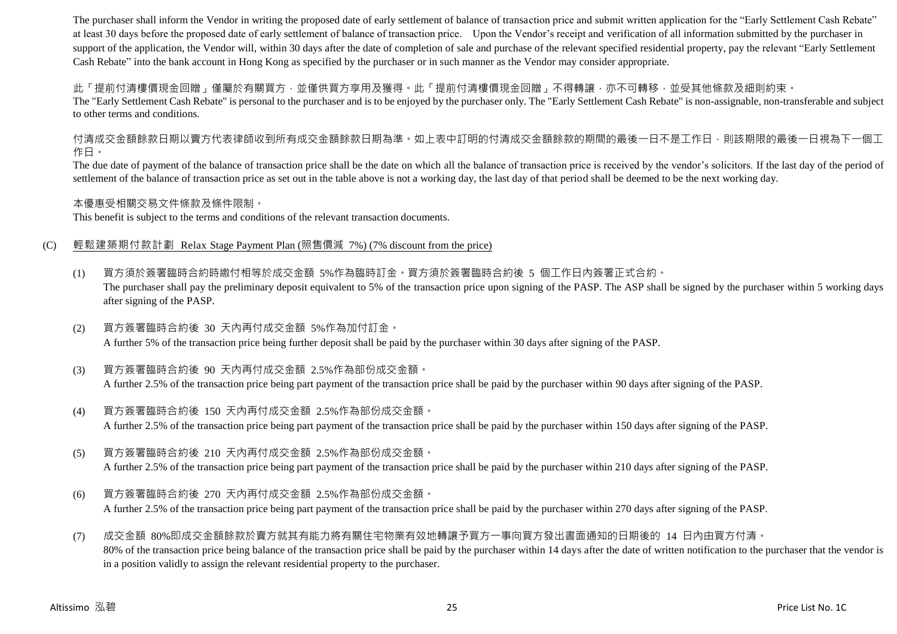The purchaser shall inform the Vendor in writing the proposed date of early settlement of balance of transaction price and submit written application for the "Early Settlement Cash Rebate" at least 30 days before the proposed date of early settlement of balance of transaction price. Upon the Vendor's receipt and verification of all information submitted by the purchaser in support of the application, the Vendor will, within 30 days after the date of completion of sale and purchase of the relevant specified residential property, pay the relevant "Early Settlement Cash Rebate" into the bank account in Hong Kong as specified by the purchaser or in such manner as the Vendor may consider appropriate.

此「提前付清樓價現金回贈」僅屬於有關買方，並僅供買方享用及獲得。此「提前付清樓價現金回贈」不得轉讓，亦不可轉移，並受其他條款及細則約束。
The "Early Settlement Cash Rebate" is personal to the purchaser and is to be enjoyed by the purchaser only. The "Early Settlement Cash Rebate" is non-assignable, non-transferable and subject to other terms and conditions.

付清成交金額餘款日期以賣方代表律師收到所有成交金額餘款日期為準。如上表中訂明的付清成交金額餘款的期間的最後一日不是工作日，則該期限的最後一日視為下一個工作日。
The due date of payment of the balance of transaction price shall be the date on which all the balance of transaction price is received by the vendor's solicitors. If the last day of the period of settlement of the balance of transaction price as set out in the table above is not a working day, the last day of that period shall be deemed to be the next working day.

本優惠受相關交易文件條款及條件限制。
This benefit is subject to the terms and conditions of the relevant transaction documents.

(C) 輕鬆建築期付款計劃 Relax Stage Payment Plan (照售價減 7%) (7% discount from the price)

(1) 買方須於簽署臨時合約時繳付相等於成交金額 5%作為臨時訂金。買方須於簽署臨時合約後 5 個工作日內簽署正式合約。
The purchaser shall pay the preliminary deposit equivalent to 5% of the transaction price upon signing of the PASP. The ASP shall be signed by the purchaser within 5 working days after signing of the PASP.

(2) 買方簽署臨時合約後 30 天內再付成交金額 5%作為加付訂金。
A further 5% of the transaction price being further deposit shall be paid by the purchaser within 30 days after signing of the PASP.

(3) 買方簽署臨時合約後 90 天內再付成交金額 2.5%作為部份成交金額。
A further 2.5% of the transaction price being part payment of the transaction price shall be paid by the purchaser within 90 days after signing of the PASP.

(4) 買方簽署臨時合約後 150 天內再付成交金額 2.5%作為部份成交金額。
A further 2.5% of the transaction price being part payment of the transaction price shall be paid by the purchaser within 150 days after signing of the PASP.

(5) 買方簽署臨時合約後 210 天內再付成交金額 2.5%作為部份成交金額。
A further 2.5% of the transaction price being part payment of the transaction price shall be paid by the purchaser within 210 days after signing of the PASP.

(6) 買方簽署臨時合約後 270 天內再付成交金額 2.5%作為部份成交金額。
A further 2.5% of the transaction price being part payment of the transaction price shall be paid by the purchaser within 270 days after signing of the PASP.

(7) 成交金額 80%即成交金額餘款於賣方就其有能力將有關住宅物業有效地轉讓予買方一事向買方發出書面通知的日期後的 14 日內由買方付清。
80% of the transaction price being balance of the transaction price shall be paid by the purchaser within 14 days after the date of written notification to the purchaser that the vendor is in a position validly to assign the relevant residential property to the purchaser.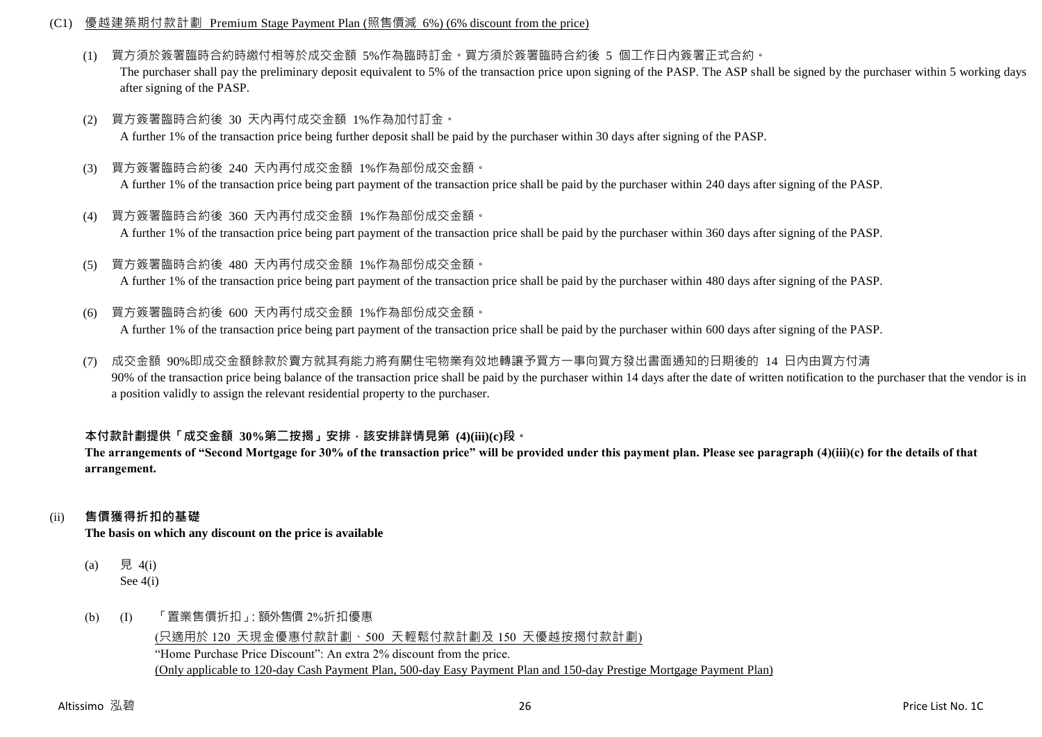(C1) <u>優越建築期付款計劃 Premium Stage Payment Plan (照售價減 6%) (6% discount from the price)</u>

(1) 買方須於簽署臨時合約時繳付相等於成交金額 5%作為臨時訂金。買方須於簽署臨時合約後 5 個工作日內簽署正式合約。
The purchaser shall pay the preliminary deposit equivalent to 5% of the transaction price upon signing of the PASP. The ASP shall be signed by the purchaser within 5 working days after signing of the PASP.

(2) 買方簽署臨時合約後 30 天內再付成交金額 1%作為加付訂金。
A further 1% of the transaction price being further deposit shall be paid by the purchaser within 30 days after signing of the PASP.

(3) 買方簽署臨時合約後 240 天內再付成交金額 1%作為部份成交金額。
A further 1% of the transaction price being part payment of the transaction price shall be paid by the purchaser within 240 days after signing of the PASP.

(4) 買方簽署臨時合約後 360 天內再付成交金額 1%作為部份成交金額。
A further 1% of the transaction price being part payment of the transaction price shall be paid by the purchaser within 360 days after signing of the PASP.

(5) 買方簽署臨時合約後 480 天內再付成交金額 1%作為部份成交金額。
A further 1% of the transaction price being part payment of the transaction price shall be paid by the purchaser within 480 days after signing of the PASP.

(6) 買方簽署臨時合約後 600 天內再付成交金額 1%作為部份成交金額。
A further 1% of the transaction price being part payment of the transaction price shall be paid by the purchaser within 600 days after signing of the PASP.

(7) 成交金額 90%即成交金額餘款於賣方就其有能力將有關住宅物業有效地轉讓予買方一事向買方發出書面通知的日期後的 14 日內由買方付清
90% of the transaction price being balance of the transaction price shall be paid by the purchaser within 14 days after the date of written notification to the purchaser that the vendor is in a position validly to assign the relevant residential property to the purchaser.

**本付款計劃提供「成交金額 30%第二按揭」安排，該安排詳情見第 (4)(iii)(c)段。**
**The arrangements of "Second Mortgage for 30% of the transaction price" will be provided under this payment plan. Please see paragraph (4)(iii)(c) for the details of that arrangement.**

(ii) **售價獲得折扣的基礎**
**The basis on which any discount on the price is available**

(a) 見 4(i)
See 4(i)

(b) (I) 「置業售價折扣」: 額外售價 2%折扣優惠
<u>(只適用於 120 天現金優惠付款計劃、500 天輕鬆付款計劃及 150 天優越按揭付款計劃)</u>
"Home Purchase Price Discount": An extra 2% discount from the price.
<u>(Only applicable to 120-day Cash Payment Plan, 500-day Easy Payment Plan and 150-day Prestige Mortgage Payment Plan)</u>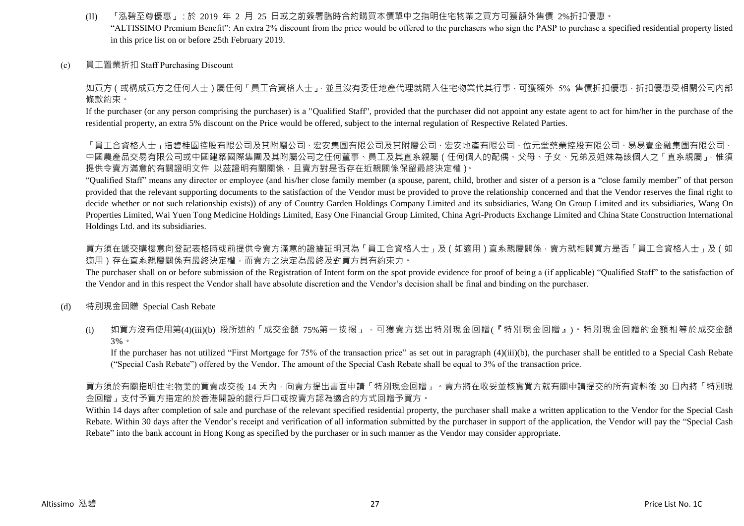(II) 「泓碧至尊優惠」：於 2019 年 2 月 25 日或之前簽署臨時合約購買本價單中之指明住宅物業之買方可獲額外售價 2%折扣優惠。
"ALTISSIMO Premium Benefit": An extra 2% discount from the price would be offered to the purchasers who sign the PASP to purchase a specified residential property listed in this price list on or before 25th February 2019.

(c) 員工置業折扣 Staff Purchasing Discount

如買方（或構成買方之任何人士）屬任何「員工合資格人士」，並且沒有委任地產代理就購入住宅物業代其行事，可獲額外 5% 售價折扣優惠，折扣優惠受相關公司內部條款約束。
If the purchaser (or any person comprising the purchaser) is a "Qualified Staff", provided that the purchaser did not appoint any estate agent to act for him/her in the purchase of the residential property, an extra 5% discount on the Price would be offered, subject to the internal regulation of Respective Related Parties.

「員工合資格人士」指碧桂園控股有限公司及其附屬公司、宏安集團有限公司及其附屬公司、宏安地產有限公司、位元堂藥業控股有限公司、易易壹金融集團有限公司、中國農產品交易有限公司或中國建築國際集團及其附屬公司之任何董事、員工及其直系親屬（任何個人的配偶、父母、子女、兄弟及姐妹為該個人之「直系親屬」，惟須提供令賣方滿意的有關證明文件 以茲證明有關關係，且賣方對是否存在近親關係保留最終決定權）。
"Qualified Staff" means any director or employee (and his/her close family member (a spouse, parent, child, brother and sister of a person is a "close family member" of that person provided that the relevant supporting documents to the satisfaction of the Vendor must be provided to prove the relationship concerned and that the Vendor reserves the final right to decide whether or not such relationship exists)) of any of Country Garden Holdings Company Limited and its subsidiaries, Wang On Group Limited and its subsidiaries, Wang On Properties Limited, Wai Yuen Tong Medicine Holdings Limited, Easy One Financial Group Limited, China Agri-Products Exchange Limited and China State Construction International Holdings Ltd. and its subsidiaries.

買方須在遞交購樓意向登記表格時或前提供令賣方滿意的證據証明其為「員工合資格人士」及（如適用）直系親屬關係，賣方就相關買方是否「員工合資格人士」及（如適用）存在直系親屬關係有最終決定權，而賣方之決定為最終及對買方具有約束力。
The purchaser shall on or before submission of the Registration of Intent form on the spot provide evidence for proof of being a (if applicable) "Qualified Staff" to the satisfaction of the Vendor and in this respect the Vendor shall have absolute discretion and the Vendor's decision shall be final and binding on the purchaser.

(d) 特別現金回贈 Special Cash Rebate

(i) 如買方沒有使用第(4)(iii)(b) 段所述的「成交金額 75%第一按揭」，可獲賣方送出特別現金回贈(『特別現金回贈』)。特別現金回贈的金額相等於成交金額 3%。
If the purchaser has not utilized "First Mortgage for 75% of the transaction price" as set out in paragraph (4)(iii)(b), the purchaser shall be entitled to a Special Cash Rebate ("Special Cash Rebate") offered by the Vendor. The amount of the Special Cash Rebate shall be equal to 3% of the transaction price.

買方須於有關指明住宅物業的買賣成交後 14 天內，向賣方提出書面申請「特別現金回贈」。賣方將在收妥並核實買方就有關申請提交的所有資料後 30 日內將「特別現金回贈」支付予買方指定的於香港開設的銀行戶口或按賣方認為適合的方式回贈予買方。
Within 14 days after completion of sale and purchase of the relevant specified residential property, the purchaser shall make a written application to the Vendor for the Special Cash Rebate. Within 30 days after the Vendor's receipt and verification of all information submitted by the purchaser in support of the application, the Vendor will pay the "Special Cash Rebate" into the bank account in Hong Kong as specified by the purchaser or in such manner as the Vendor may consider appropriate.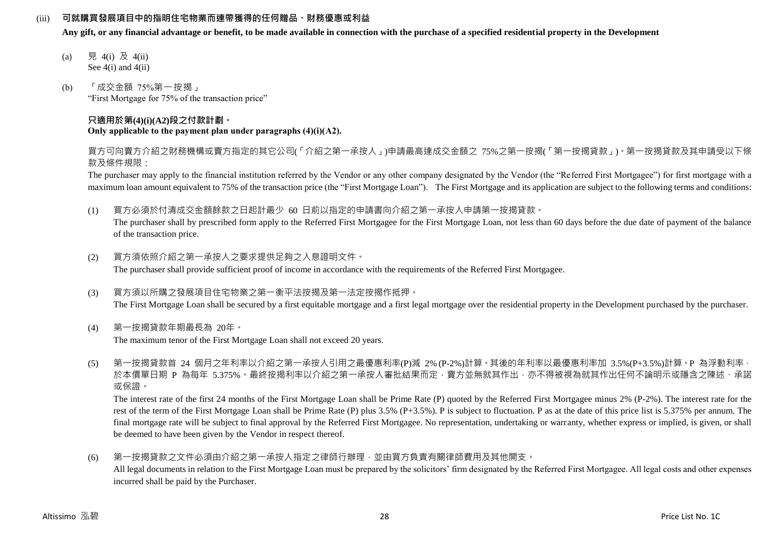(iii) **可就購買發展項目中的指明住宅物業而連帶獲得的任何贈品、財務優惠或利益**

**Any gift, or any financial advantage or benefit, to be made available in connection with the purchase of a specified residential property in the Development**

(a) 見 4(i) 及 4(ii)
See 4(i) and 4(ii)

(b) 「成交金額 75%第一按揭」
"First Mortgage for 75% of the transaction price"

**只適用於第(4)(i)(A2)段之付款計劃。**
**Only applicable to the payment plan under paragraphs (4)(i)(A2).**

買方可向賣方介紹之財務機構或賣方指定的其它公司(「介紹之第一承按人」)申請最高達成交金額之 75%之第一按揭(「第一按揭貸款」)。第一按揭貸款及其申請受以下條款及條件規限：

The purchaser may apply to the financial institution referred by the Vendor or any other company designated by the Vendor (the "Referred First Mortgagee") for first mortgage with a maximum loan amount equivalent to 75% of the transaction price (the "First Mortgage Loan"). The First Mortgage and its application are subject to the following terms and conditions:

(1) 買方必須於付清成交金額餘款之日起計最少 60 日前以指定的申請書向介紹之第一承按人申請第一按揭貸款。
The purchaser shall by prescribed form apply to the Referred First Mortgagee for the First Mortgage Loan, not less than 60 days before the due date of payment of the balance of the transaction price.

(2) 買方須依照介紹之第一承按人之要求提供足夠之入息證明文件。
The purchaser shall provide sufficient proof of income in accordance with the requirements of the Referred First Mortgagee.

(3) 買方須以所購之發展項目住宅物業之第一衡平法按揭及第一法定按揭作抵押。
The First Mortgage Loan shall be secured by a first equitable mortgage and a first legal mortgage over the residential property in the Development purchased by the purchaser.

(4) 第一按揭貸款年期最長為 20年。
The maximum tenor of the First Mortgage Loan shall not exceed 20 years.

(5) 第一按揭貸款首 24 個月之年利率以介紹之第一承按人引用之最優惠利率(P)減 2% (P-2%)計算。其後的年利率以最優惠利率加 3.5%(P+3.5%)計算。P 為浮動利率，於本價單日期 P 為每年 5.375%。最終按揭利率以介紹之第一承按人審批結果而定，賣方並無就其作出，亦不得被視為就其作出任何不論明示或隱含之陳述、承諾或保證。
The interest rate of the first 24 months of the First Mortgage Loan shall be Prime Rate (P) quoted by the Referred First Mortgagee minus 2% (P-2%). The interest rate for the rest of the term of the First Mortgage Loan shall be Prime Rate (P) plus 3.5% (P+3.5%). P is subject to fluctuation. P as at the date of this price list is 5.375% per annum. The final mortgage rate will be subject to final approval by the Referred First Mortgagee. No representation, undertaking or warranty, whether express or implied, is given, or shall be deemed to have been given by the Vendor in respect thereof.

(6) 第一按揭貸款之文件必須由介紹之第一承按人指定之律師行辦理，並由買方負責有關律師費用及其他開支。
All legal documents in relation to the First Mortgage Loan must be prepared by the solicitors' firm designated by the Referred First Mortgagee. All legal costs and other expenses incurred shall be paid by the Purchaser.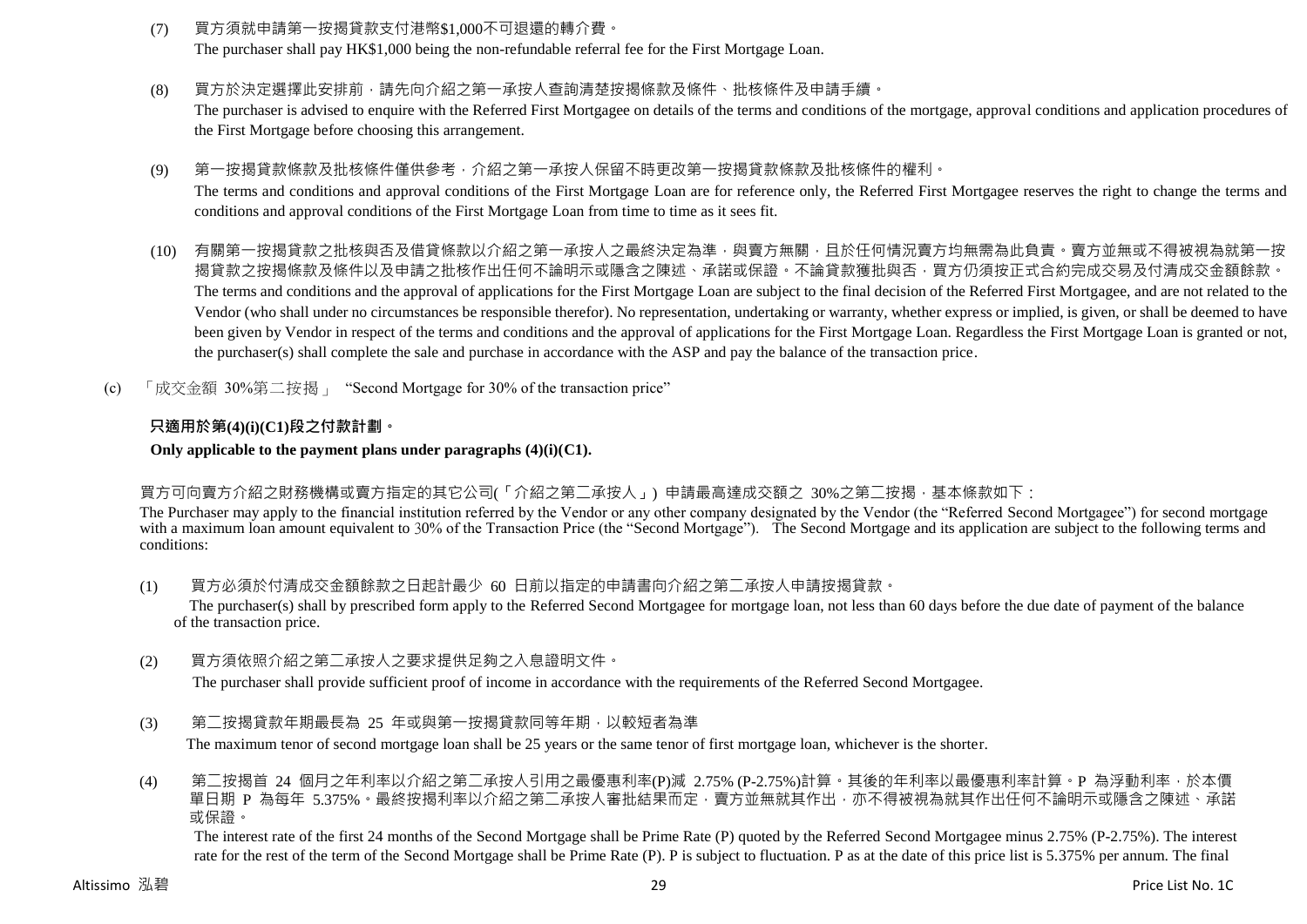(7) 買方須就申請第一按揭貸款支付港幣$1,000不可退還的轉介費。

The purchaser shall pay HK$1,000 being the non-refundable referral fee for the First Mortgage Loan.

(8) 買方於決定選擇此安排前，請先向介紹之第一承按人查詢清楚按揭條款及條件、批核條件及申請手續。

The purchaser is advised to enquire with the Referred First Mortgagee on details of the terms and conditions of the mortgage, approval conditions and application procedures of the First Mortgage before choosing this arrangement.

(9) 第一按揭貸款條款及批核條件僅供參考，介紹之第一承按人保留不時更改第一按揭貸款條款及批核條件的權利。

The terms and conditions and approval conditions of the First Mortgage Loan are for reference only, the Referred First Mortgagee reserves the right to change the terms and conditions and approval conditions of the First Mortgage Loan from time to time as it sees fit.

(10) 有關第一按揭貸款之批核與否及借貸條款以介紹之第一承按人之最終決定為準，與賣方無關，且於任何情況賣方均無需為此負責。賣方並無或不得被視為就第一按揭貸款之按揭條款及條件以及申請之批核作出任何不論明示或隱含之陳述、承諾或保證。不論貸款獲批與否，買方仍須按正式合約完成交易及付清成交金額餘款。

The terms and conditions and the approval of applications for the First Mortgage Loan are subject to the final decision of the Referred First Mortgagee, and are not related to the Vendor (who shall under no circumstances be responsible therefor). No representation, undertaking or warranty, whether express or implied, is given, or shall be deemed to have been given by Vendor in respect of the terms and conditions and the approval of applications for the First Mortgage Loan. Regardless the First Mortgage Loan is granted or not, the purchaser(s) shall complete the sale and purchase in accordance with the ASP and pay the balance of the transaction price.

(c) 「成交金額 30%第二按揭」 "Second Mortgage for 30% of the transaction price"

**只適用於第(4)(i)(C1)段之付款計劃。**

**Only applicable to the payment plans under paragraphs (4)(i)(C1).**

買方可向賣方介紹之財務機構或賣方指定的其它公司(「介紹之第二承按人」) 申請最高達成交額之 30%之第二按揭，基本條款如下：

The Purchaser may apply to the financial institution referred by the Vendor or any other company designated by the Vendor (the "Referred Second Mortgagee") for second mortgage with a maximum loan amount equivalent to 30% of the Transaction Price (the "Second Mortgage"). The Second Mortgage and its application are subject to the following terms and conditions:

(1) 買方必須於付清成交金額餘款之日起計最少 60 日前以指定的申請書向介紹之第二承按人申請按揭貸款。

The purchaser(s) shall by prescribed form apply to the Referred Second Mortgagee for mortgage loan, not less than 60 days before the due date of payment of the balance of the transaction price.

(2) 買方須依照介紹之第二承按人之要求提供足夠之入息證明文件。

The purchaser shall provide sufficient proof of income in accordance with the requirements of the Referred Second Mortgagee.

(3) 第二按揭貸款年期最長為 25 年或與第一按揭貸款同等年期，以較短者為準

The maximum tenor of second mortgage loan shall be 25 years or the same tenor of first mortgage loan, whichever is the shorter.

(4) 第二按揭首 24 個月之年利率以介紹之第二承按人引用之最優惠利率(P)減 2.75% (P-2.75%)計算。其後的年利率以最優惠利率計算。P 為浮動利率，於本價單日期 P 為每年 5.375%。最終按揭利率以介紹之第二承按人審批結果而定，賣方並無就其作出，亦不得被視為就其作出任何不論明示或隱含之陳述、承諾或保證。

The interest rate of the first 24 months of the Second Mortgage shall be Prime Rate (P) quoted by the Referred Second Mortgagee minus 2.75% (P-2.75%). The interest rate for the rest of the term of the Second Mortgage shall be Prime Rate (P). P is subject to fluctuation. P as at the date of this price list is 5.375% per annum. The final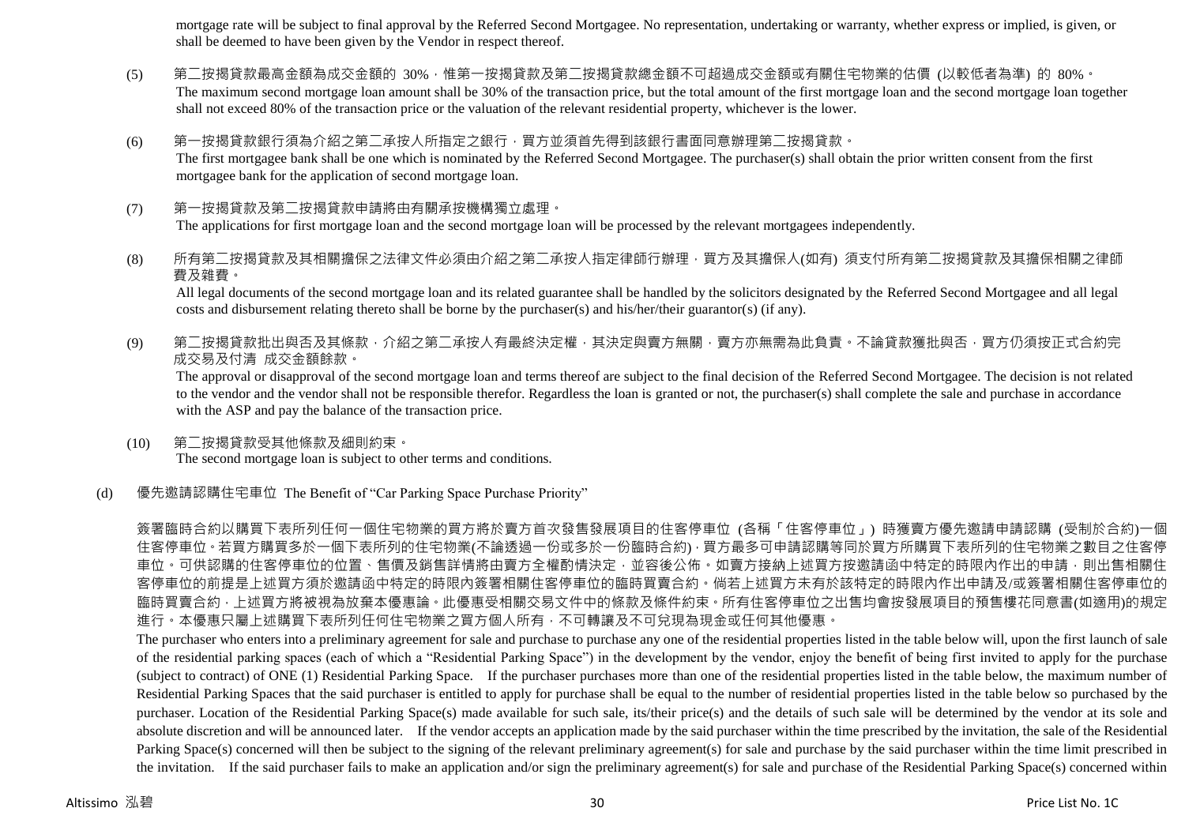mortgage rate will be subject to final approval by the Referred Second Mortgagee. No representation, undertaking or warranty, whether express or implied, is given, or shall be deemed to have been given by the Vendor in respect thereof.

(5) 第二按揭貸款最高金額為成交金額的 30%，惟第一按揭貸款及第二按揭貸款總金額不可超過成交金額或有關住宅物業的估價 (以較低者為準) 的 80%。
The maximum second mortgage loan amount shall be 30% of the transaction price, but the total amount of the first mortgage loan and the second mortgage loan together shall not exceed 80% of the transaction price or the valuation of the relevant residential property, whichever is the lower.

(6) 第一按揭貸款銀行須為介紹之第二承按人所指定之銀行，買方並須首先得到該銀行書面同意辦理第二按揭貸款。
The first mortgagee bank shall be one which is nominated by the Referred Second Mortgagee. The purchaser(s) shall obtain the prior written consent from the first mortgagee bank for the application of second mortgage loan.

(7) 第一按揭貸款及第二按揭貸款申請將由有關承按機構獨立處理。
The applications for first mortgage loan and the second mortgage loan will be processed by the relevant mortgagees independently.

(8) 所有第二按揭貸款及其相關擔保之法律文件必須由介紹之第二承按人指定律師行辦理，買方及其擔保人(如有) 須支付所有第二按揭貸款及其擔保相關之律師費及雜費。
All legal documents of the second mortgage loan and its related guarantee shall be handled by the solicitors designated by the Referred Second Mortgagee and all legal costs and disbursement relating thereto shall be borne by the purchaser(s) and his/her/their guarantor(s) (if any).

(9) 第二按揭貸款批出與否及其條款，介紹之第二承按人有最終決定權，其決定與賣方無關，賣方亦無需為此負責。不論貸款獲批與否，買方仍須按正式合約完成交易及付清 成交金額餘款。
The approval or disapproval of the second mortgage loan and terms thereof are subject to the final decision of the Referred Second Mortgagee. The decision is not related to the vendor and the vendor shall not be responsible therefor. Regardless the loan is granted or not, the purchaser(s) shall complete the sale and purchase in accordance with the ASP and pay the balance of the transaction price.

(10) 第二按揭貸款受其他條款及細則約束。
The second mortgage loan is subject to other terms and conditions.

(d) 優先邀請認購住宅車位 The Benefit of "Car Parking Space Purchase Priority"

簽署臨時合約以購買下表所列任何一個住宅物業的買方將於賣方首次發售發展項目的住客停車位 (各稱「住客停車位」) 時獲賣方優先邀請申請認購 (受制於合約)一個住客停車位。若買方購買多於一個下表所列的住宅物業(不論透過一份或多於一份臨時合約)，買方最多可申請認購等同於買方所購買下表所列的住宅物業之數目之住客停車位。可供認購的住客停車位的位置、售價及銷售詳情將由賣方全權酌情決定，並容後公佈。如賣方接納上述買方按邀請函中特定的時限內作出的申請，則出售相關住客停車位的前提是上述買方須於邀請函中特定的時限內簽署相關住客停車位的臨時買賣合約。倘若上述買方未有於該特定的時限內作出申請及/或簽署相關住客停車位的臨時買賣合約，上述買方將被視為放棄本優惠論。此優惠受相關交易文件中的條款及條件約束。所有住客停車位之出售均會按發展項目的預售樓花同意書(如適用)的規定進行。本優惠只屬上述購買下表所列任何住宅物業之買方個人所有，不可轉讓及不可兌現為現金或任何其他優惠。

The purchaser who enters into a preliminary agreement for sale and purchase to purchase any one of the residential properties listed in the table below will, upon the first launch of sale of the residential parking spaces (each of which a "Residential Parking Space") in the development by the vendor, enjoy the benefit of being first invited to apply for the purchase (subject to contract) of ONE (1) Residential Parking Space. If the purchaser purchases more than one of the residential properties listed in the table below, the maximum number of Residential Parking Spaces that the said purchaser is entitled to apply for purchase shall be equal to the number of residential properties listed in the table below so purchased by the purchaser. Location of the Residential Parking Space(s) made available for such sale, its/their price(s) and the details of such sale will be determined by the vendor at its sole and absolute discretion and will be announced later. If the vendor accepts an application made by the said purchaser within the time prescribed by the invitation, the sale of the Residential Parking Space(s) concerned will then be subject to the signing of the relevant preliminary agreement(s) for sale and purchase by the said purchaser within the time limit prescribed in the invitation. If the said purchaser fails to make an application and/or sign the preliminary agreement(s) for sale and purchase of the Residential Parking Space(s) concerned within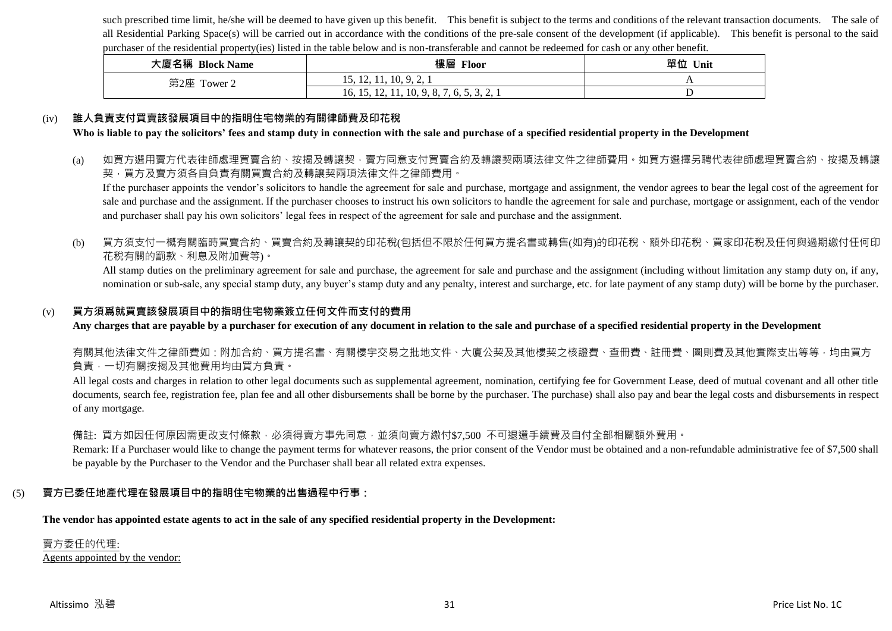such prescribed time limit, he/she will be deemed to have given up this benefit. This benefit is subject to the terms and conditions of the relevant transaction documents. The sale of all Residential Parking Space(s) will be carried out in accordance with the conditions of the pre-sale consent of the development (if applicable). This benefit is personal to the said purchaser of the residential property(ies) listed in the table below and is non-transferable and cannot be redeemed for cash or any other benefit.

| 大廈名稱 Block Name | 樓層 Floor | 單位 Unit |
|---|---|---|
| 第2座 Tower 2 | 15, 12, 11, 10, 9, 2, 1 | A |
| | 16, 15, 12, 11, 10, 9, 8, 7, 6, 5, 3, 2, 1 | D |

(iv) **誰人負責支付買賣該發展項目中的指明住宅物業的有關律師費及印花稅**

**Who is liable to pay the solicitors' fees and stamp duty in connection with the sale and purchase of a specified residential property in the Development**

(a) 如買方選用賣方代表律師處理買賣合約、按揭及轉讓契，賣方同意支付買賣合約及轉讓契兩項法律文件之律師費用。如買方選擇另聘代表律師處理買賣合約、按揭及轉讓契，買方及賣方須各自負責有關買賣合約及轉讓契兩項法律文件之律師費用。

If the purchaser appoints the vendor's solicitors to handle the agreement for sale and purchase, mortgage and assignment, the vendor agrees to bear the legal cost of the agreement for sale and purchase and the assignment. If the purchaser chooses to instruct his own solicitors to handle the agreement for sale and purchase, mortgage or assignment, each of the vendor and purchaser shall pay his own solicitors' legal fees in respect of the agreement for sale and purchase and the assignment.

(b) 買方須支付一概有關臨時買賣合約、買賣合約及轉讓契的印花稅(包括但不限於任何買方提名書或轉售(如有)的印花稅、額外印花稅、買家印花稅及任何與過期繳付任何印花稅有關的罰款、利息及附加費等)。

All stamp duties on the preliminary agreement for sale and purchase, the agreement for sale and purchase and the assignment (including without limitation any stamp duty on, if any, nomination or sub-sale, any special stamp duty, any buyer's stamp duty and any penalty, interest and surcharge, etc. for late payment of any stamp duty) will be borne by the purchaser.

(v) **買方須爲就買賣該發展項目中的指明住宅物業簽立任何文件而支付的費用**

**Any charges that are payable by a purchaser for execution of any document in relation to the sale and purchase of a specified residential property in the Development**

有關其他法律文件之律師費如：附加合約、買方提名書、有關樓宇交易之批地文件、大廈公契及其他樓契之核證費、查冊費、註冊費、圖則費及其他實際支出等等，均由買方負責，一切有關按揭及其他費用均由買方負責。

All legal costs and charges in relation to other legal documents such as supplemental agreement, nomination, certifying fee for Government Lease, deed of mutual covenant and all other title documents, search fee, registration fee, plan fee and all other disbursements shall be borne by the purchaser. The purchase) shall also pay and bear the legal costs and disbursements in respect of any mortgage.

備註: 買方如因任何原因需更改支付條款，必須得賣方事先同意，並須向賣方繳付$7,500 不可退還手續費及自付全部相關額外費用。

Remark: If a Purchaser would like to change the payment terms for whatever reasons, the prior consent of the Vendor must be obtained and a non-refundable administrative fee of $7,500 shall be payable by the Purchaser to the Vendor and the Purchaser shall bear all related extra expenses.

(5) **賣方已委任地產代理在發展項目中的指明住宅物業的出售過程中行事：**

**The vendor has appointed estate agents to act in the sale of any specified residential property in the Development:**

賣方委任的代理:
Agents appointed by the vendor: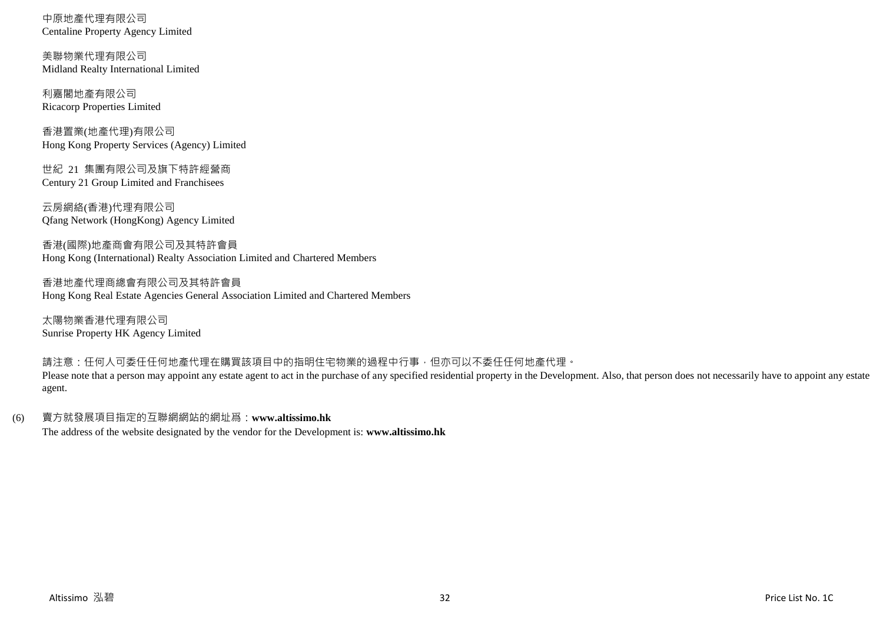中原地產代理有限公司
Centaline Property Agency Limited

美聯物業代理有限公司
Midland Realty International Limited

利嘉閣地產有限公司
Ricacorp Properties Limited

香港置業(地產代理)有限公司
Hong Kong Property Services (Agency) Limited

世紀 21 集團有限公司及旗下特許經營商
Century 21 Group Limited and Franchisees

云房網絡(香港)代理有限公司
Qfang Network (HongKong) Agency Limited

香港(國際)地產商會有限公司及其特許會員
Hong Kong (International) Realty Association Limited and Chartered Members

香港地產代理商總會有限公司及其特許會員
Hong Kong Real Estate Agencies General Association Limited and Chartered Members

太陽物業香港代理有限公司
Sunrise Property HK Agency Limited

請注意：任何人可委任任何地產代理在購買該項目中的指明住宅物業的過程中行事，但亦可以不委任任何地產代理。
Please note that a person may appoint any estate agent to act in the purchase of any specified residential property in the Development. Also, that person does not necessarily have to appoint any estate agent.

(6) 賣方就發展項目指定的互聯網網站的網址爲：**www.altissimo.hk**
The address of the website designated by the vendor for the Development is: **www.altissimo.hk**